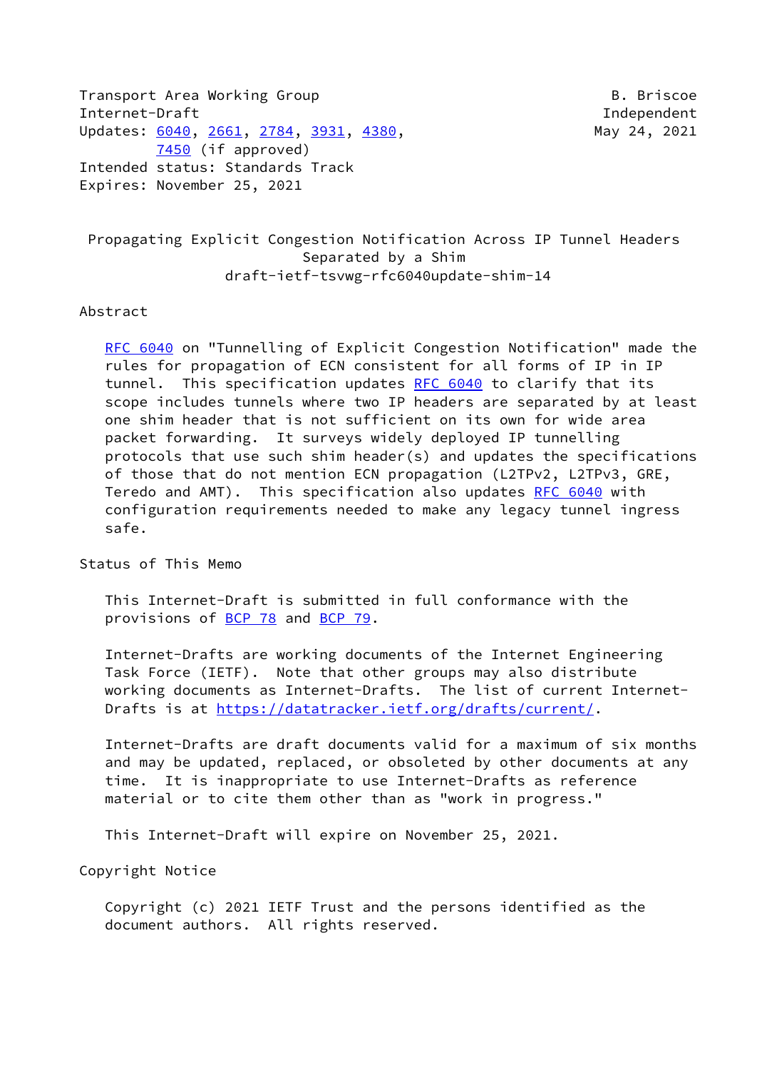Transport Area Working Group B. Briscoe
Internet-Draft Independent
Updates: 6040, 2661, 2784, 3931, 4380, May 24, 2021
7450 (if approved)
Intended status: Standards Track
Expires: November 25, 2021

# Propagating Explicit Congestion Notification Across IP Tunnel Headers Separated by a Shim
draft-ietf-tsvwg-rfc6040update-shim-14

## Abstract

RFC 6040 on "Tunnelling of Explicit Congestion Notification" made the rules for propagation of ECN consistent for all forms of IP in IP tunnel. This specification updates RFC 6040 to clarify that its scope includes tunnels where two IP headers are separated by at least one shim header that is not sufficient on its own for wide area packet forwarding. It surveys widely deployed IP tunnelling protocols that use such shim header(s) and updates the specifications of those that do not mention ECN propagation (L2TPv2, L2TPv3, GRE, Teredo and AMT). This specification also updates RFC 6040 with configuration requirements needed to make any legacy tunnel ingress safe.

## Status of This Memo

This Internet-Draft is submitted in full conformance with the provisions of BCP 78 and BCP 79.

Internet-Drafts are working documents of the Internet Engineering Task Force (IETF). Note that other groups may also distribute working documents as Internet-Drafts. The list of current Internet-Drafts is at https://datatracker.ietf.org/drafts/current/.

Internet-Drafts are draft documents valid for a maximum of six months and may be updated, replaced, or obsoleted by other documents at any time. It is inappropriate to use Internet-Drafts as reference material or to cite them other than as "work in progress."

This Internet-Draft will expire on November 25, 2021.

## Copyright Notice

Copyright (c) 2021 IETF Trust and the persons identified as the document authors. All rights reserved.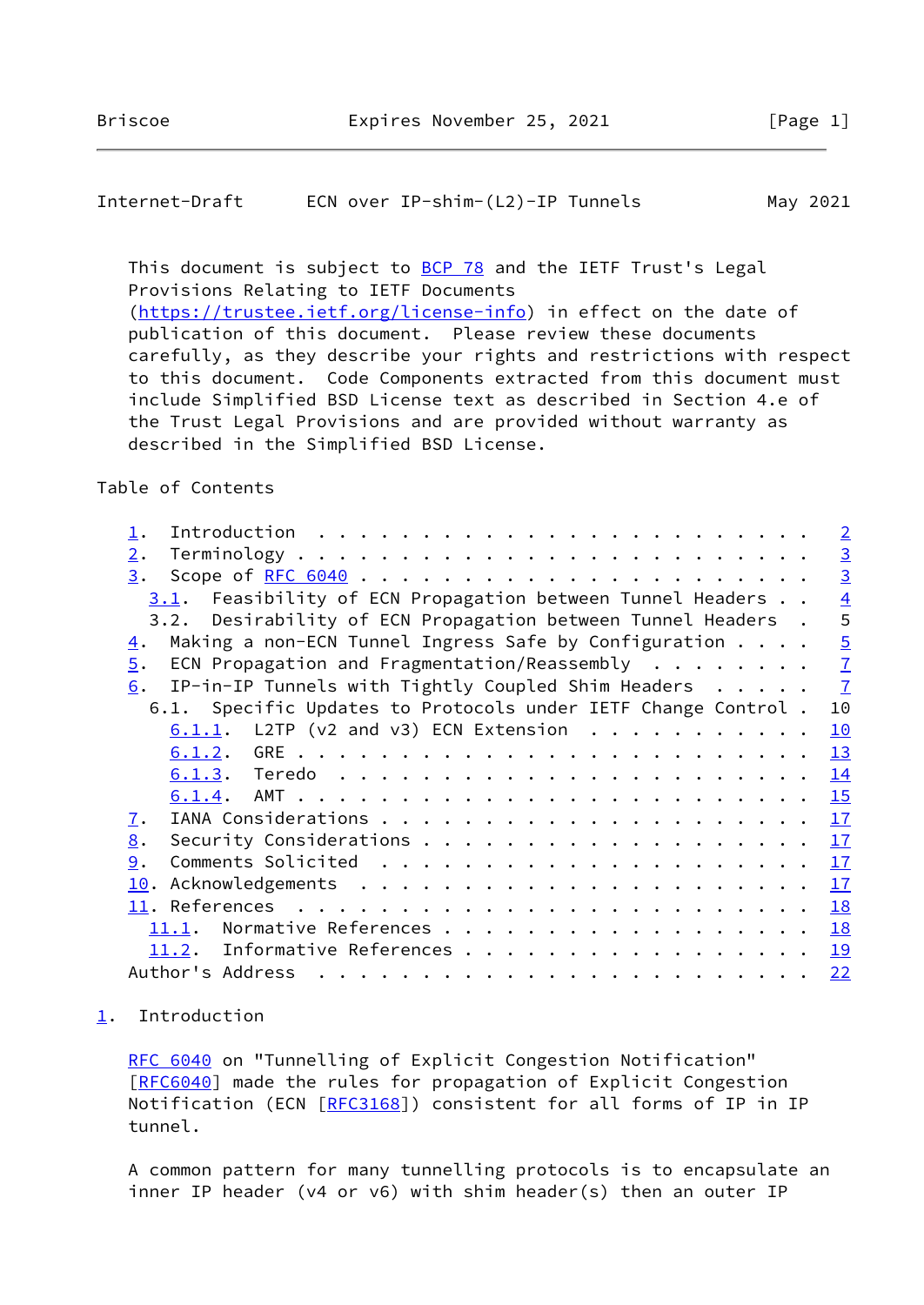This document is subject to BCP 78 and the IETF Trust's Legal Provisions Relating to IETF Documents (https://trustee.ietf.org/license-info) in effect on the date of publication of this document. Please review these documents carefully, as they describe your rights and restrictions with respect to this document. Code Components extracted from this document must include Simplified BSD License text as described in Section 4.e of the Trust Legal Provisions and are provided without warranty as described in the Simplified BSD License.

Table of Contents

```
   1.  Introduction . . . . . . . . . . . . . . . . . . . . . . . .   2
   2.  Terminology  . . . . . . . . . . . . . . . . . . . . . . . .   3
   3.  Scope of RFC 6040  . . . . . . . . . . . . . . . . . . . . .   3
     3.1.  Feasibility of ECN Propagation between Tunnel Headers  . .   4
     3.2.  Desirability of ECN Propagation between Tunnel Headers  .   5
   4.  Making a non-ECN Tunnel Ingress Safe by Configuration  . . . .   5
   5.  ECN Propagation and Fragmentation/Reassembly  . . . . . . . .   7
   6.  IP-in-IP Tunnels with Tightly Coupled Shim Headers  . . . . .   7
     6.1.  Specific Updates to Protocols under IETF Change Control .  10
       6.1.1.  L2TP (v2 and v3) ECN Extension  . . . . . . . . . . .  10
       6.1.2.  GRE  . . . . . . . . . . . . . . . . . . . . . . . .  13
       6.1.3.  Teredo . . . . . . . . . . . . . . . . . . . . . . .  14
       6.1.4.  AMT  . . . . . . . . . . . . . . . . . . . . . . . .  15
   7.  IANA Considerations  . . . . . . . . . . . . . . . . . . . .  17
   8.  Security Considerations  . . . . . . . . . . . . . . . . . .  17
   9.  Comments Solicited . . . . . . . . . . . . . . . . . . . . .  17
   10. Acknowledgements . . . . . . . . . . . . . . . . . . . . . .  17
   11. References . . . . . . . . . . . . . . . . . . . . . . . . .  18
     11.1.  Normative References  . . . . . . . . . . . . . . . . .  18
     11.2.  Informative References  . . . . . . . . . . . . . . . .  19
   Author's Address . . . . . . . . . . . . . . . . . . . . . . . .  22
```

## 1. Introduction

RFC 6040 on "Tunnelling of Explicit Congestion Notification" [RFC6040] made the rules for propagation of Explicit Congestion Notification (ECN [RFC3168]) consistent for all forms of IP in IP tunnel.

A common pattern for many tunnelling protocols is to encapsulate an inner IP header (v4 or v6) with shim header(s) then an outer IP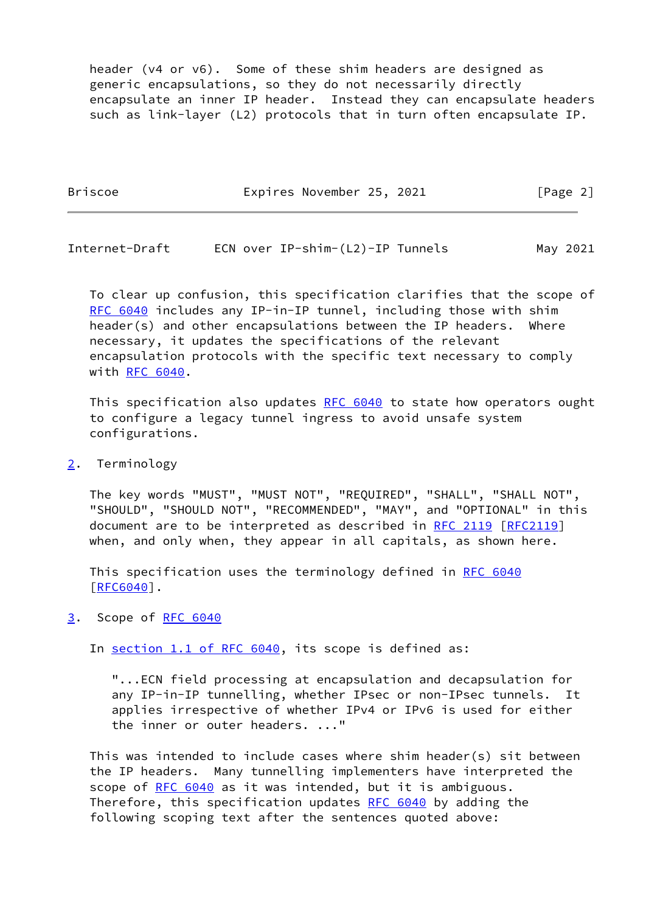header (v4 or v6). Some of these shim headers are designed as generic encapsulations, so they do not necessarily directly encapsulate an inner IP header. Instead they can encapsulate headers such as link-layer (L2) protocols that in turn often encapsulate IP.

To clear up confusion, this specification clarifies that the scope of RFC 6040 includes any IP-in-IP tunnel, including those with shim header(s) and other encapsulations between the IP headers. Where necessary, it updates the specifications of the relevant encapsulation protocols with the specific text necessary to comply with RFC 6040.

This specification also updates RFC 6040 to state how operators ought to configure a legacy tunnel ingress to avoid unsafe system configurations.

## 2. Terminology

The key words "MUST", "MUST NOT", "REQUIRED", "SHALL", "SHALL NOT", "SHOULD", "SHOULD NOT", "RECOMMENDED", "MAY", and "OPTIONAL" in this document are to be interpreted as described in RFC 2119 [RFC2119] when, and only when, they appear in all capitals, as shown here.

This specification uses the terminology defined in RFC 6040 [RFC6040].

## 3. Scope of RFC 6040

In section 1.1 of RFC 6040, its scope is defined as:

> "...ECN field processing at encapsulation and decapsulation for any IP-in-IP tunnelling, whether IPsec or non-IPsec tunnels. It applies irrespective of whether IPv4 or IPv6 is used for either the inner or outer headers. ..."

This was intended to include cases where shim header(s) sit between the IP headers. Many tunnelling implementers have interpreted the scope of RFC 6040 as it was intended, but it is ambiguous. Therefore, this specification updates RFC 6040 by adding the following scoping text after the sentences quoted above: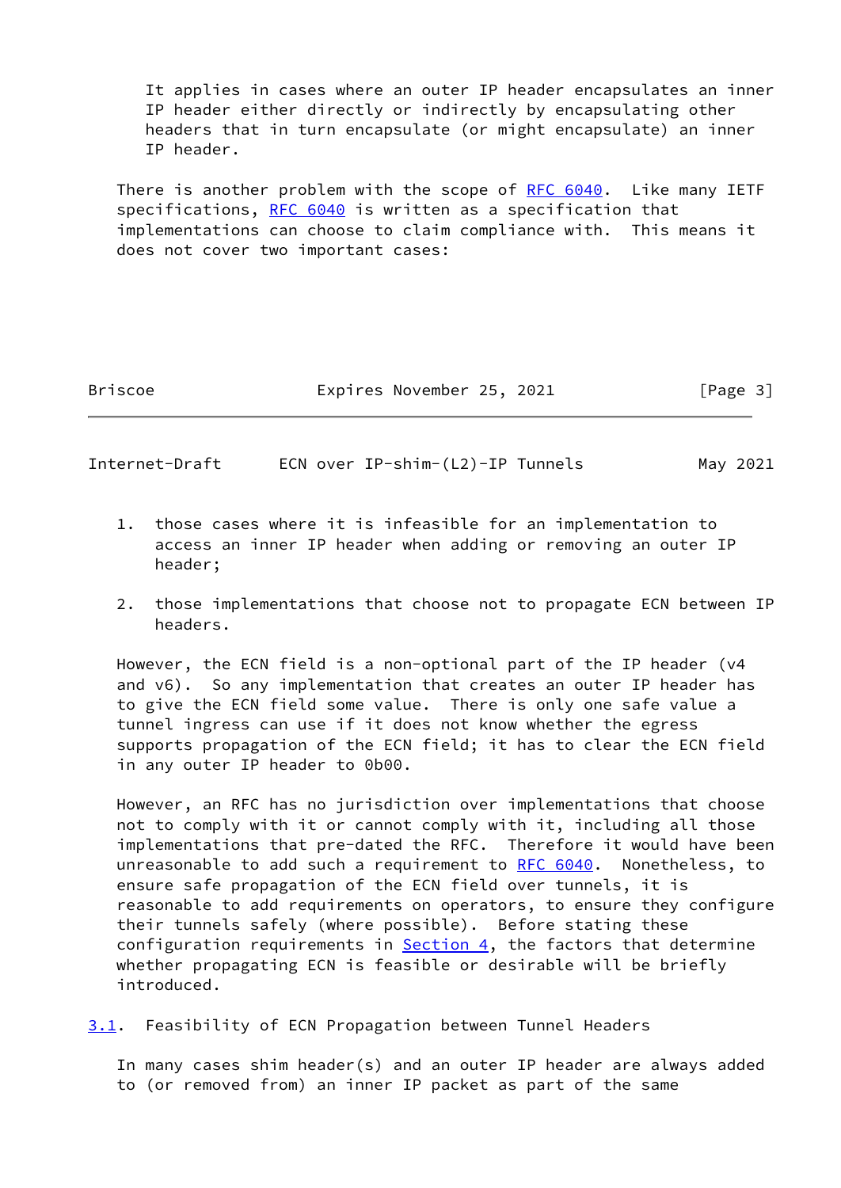It applies in cases where an outer IP header encapsulates an inner IP header either directly or indirectly by encapsulating other headers that in turn encapsulate (or might encapsulate) an inner IP header.

There is another problem with the scope of RFC 6040. Like many IETF specifications, RFC 6040 is written as a specification that implementations can choose to claim compliance with. This means it does not cover two important cases:

1. those cases where it is infeasible for an implementation to access an inner IP header when adding or removing an outer IP header;

2. those implementations that choose not to propagate ECN between IP headers.

However, the ECN field is a non-optional part of the IP header (v4 and v6). So any implementation that creates an outer IP header has to give the ECN field some value. There is only one safe value a tunnel ingress can use if it does not know whether the egress supports propagation of the ECN field; it has to clear the ECN field in any outer IP header to 0b00.

However, an RFC has no jurisdiction over implementations that choose not to comply with it or cannot comply with it, including all those implementations that pre-dated the RFC. Therefore it would have been unreasonable to add such a requirement to RFC 6040. Nonetheless, to ensure safe propagation of the ECN field over tunnels, it is reasonable to add requirements on operators, to ensure they configure their tunnels safely (where possible). Before stating these configuration requirements in Section 4, the factors that determine whether propagating ECN is feasible or desirable will be briefly introduced.

### 3.1. Feasibility of ECN Propagation between Tunnel Headers

In many cases shim header(s) and an outer IP header are always added to (or removed from) an inner IP packet as part of the same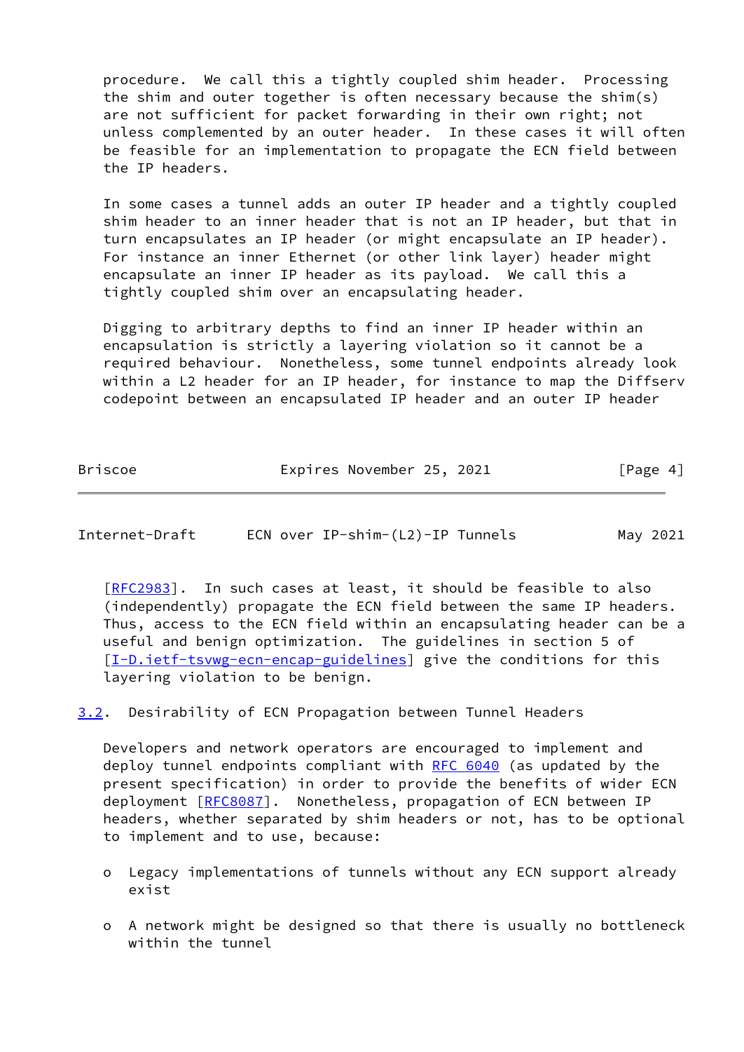procedure. We call this a tightly coupled shim header. Processing the shim and outer together is often necessary because the shim(s) are not sufficient for packet forwarding in their own right; not unless complemented by an outer header. In these cases it will often be feasible for an implementation to propagate the ECN field between the IP headers.

In some cases a tunnel adds an outer IP header and a tightly coupled shim header to an inner header that is not an IP header, but that in turn encapsulates an IP header (or might encapsulate an IP header). For instance an inner Ethernet (or other link layer) header might encapsulate an inner IP header as its payload. We call this a tightly coupled shim over an encapsulating header.

Digging to arbitrary depths to find an inner IP header within an encapsulation is strictly a layering violation so it cannot be a required behaviour. Nonetheless, some tunnel endpoints already look within a L2 header for an IP header, for instance to map the Diffserv codepoint between an encapsulated IP header and an outer IP header [RFC2983]. In such cases at least, it should be feasible to also (independently) propagate the ECN field between the same IP headers. Thus, access to the ECN field within an encapsulating header can be a useful and benign optimization. The guidelines in section 5 of [I-D.ietf-tsvwg-ecn-encap-guidelines] give the conditions for this layering violation to be benign.

### 3.2. Desirability of ECN Propagation between Tunnel Headers

Developers and network operators are encouraged to implement and deploy tunnel endpoints compliant with RFC 6040 (as updated by the present specification) in order to provide the benefits of wider ECN deployment [RFC8087]. Nonetheless, propagation of ECN between IP headers, whether separated by shim headers or not, has to be optional to implement and to use, because:

- Legacy implementations of tunnels without any ECN support already exist
- A network might be designed so that there is usually no bottleneck within the tunnel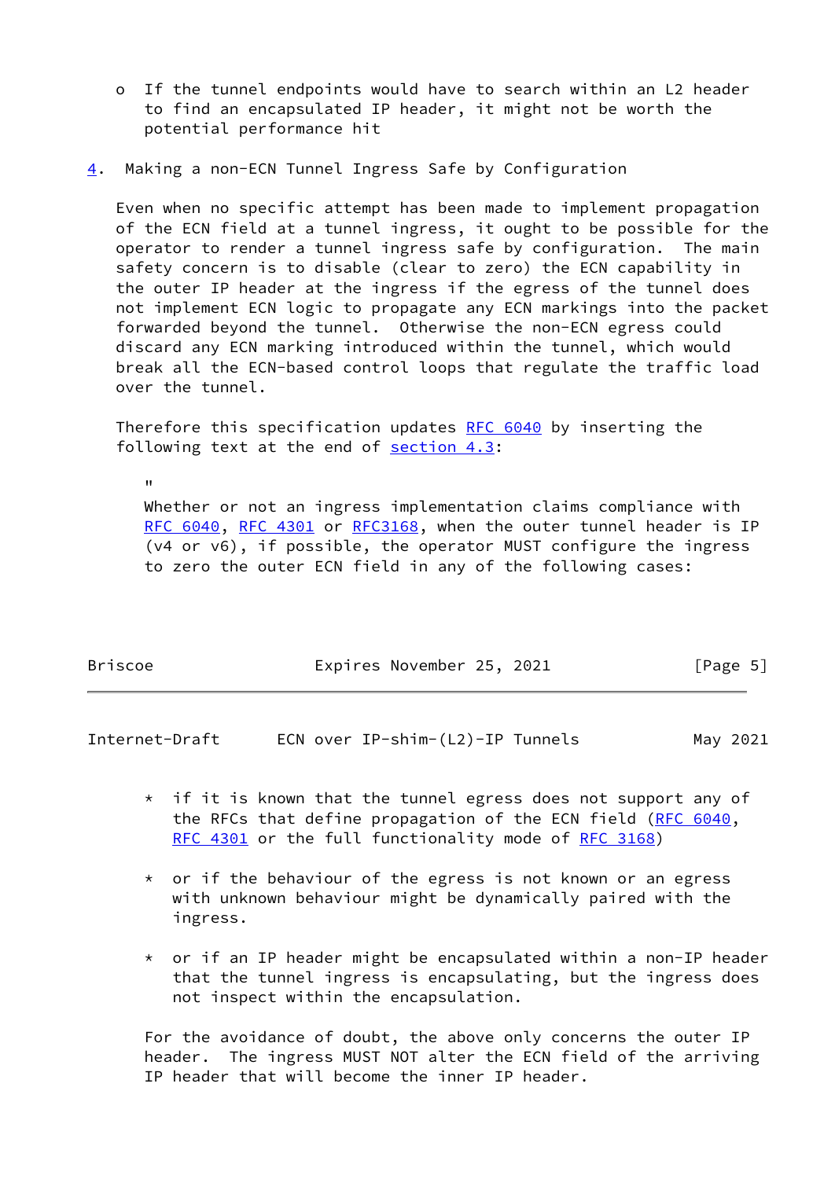- If the tunnel endpoints would have to search within an L2 header to find an encapsulated IP header, it might not be worth the potential performance hit

## 4. Making a non-ECN Tunnel Ingress Safe by Configuration

Even when no specific attempt has been made to implement propagation of the ECN field at a tunnel ingress, it ought to be possible for the operator to render a tunnel ingress safe by configuration. The main safety concern is to disable (clear to zero) the ECN capability in the outer IP header at the ingress if the egress of the tunnel does not implement ECN logic to propagate any ECN markings into the packet forwarded beyond the tunnel. Otherwise the non-ECN egress could discard any ECN marking introduced within the tunnel, which would break all the ECN-based control loops that regulate the traffic load over the tunnel.

Therefore this specification updates RFC 6040 by inserting the following text at the end of section 4.3:

> "
> Whether or not an ingress implementation claims compliance with RFC 6040, RFC 4301 or RFC3168, when the outer tunnel header is IP (v4 or v6), if possible, the operator MUST configure the ingress to zero the outer ECN field in any of the following cases:
>
> * if it is known that the tunnel egress does not support any of the RFCs that define propagation of the ECN field (RFC 6040, RFC 4301 or the full functionality mode of RFC 3168)
>
> * or if the behaviour of the egress is not known or an egress with unknown behaviour might be dynamically paired with the ingress.
>
> * or if an IP header might be encapsulated within a non-IP header that the tunnel ingress is encapsulating, but the ingress does not inspect within the encapsulation.
>
> For the avoidance of doubt, the above only concerns the outer IP header. The ingress MUST NOT alter the ECN field of the arriving IP header that will become the inner IP header.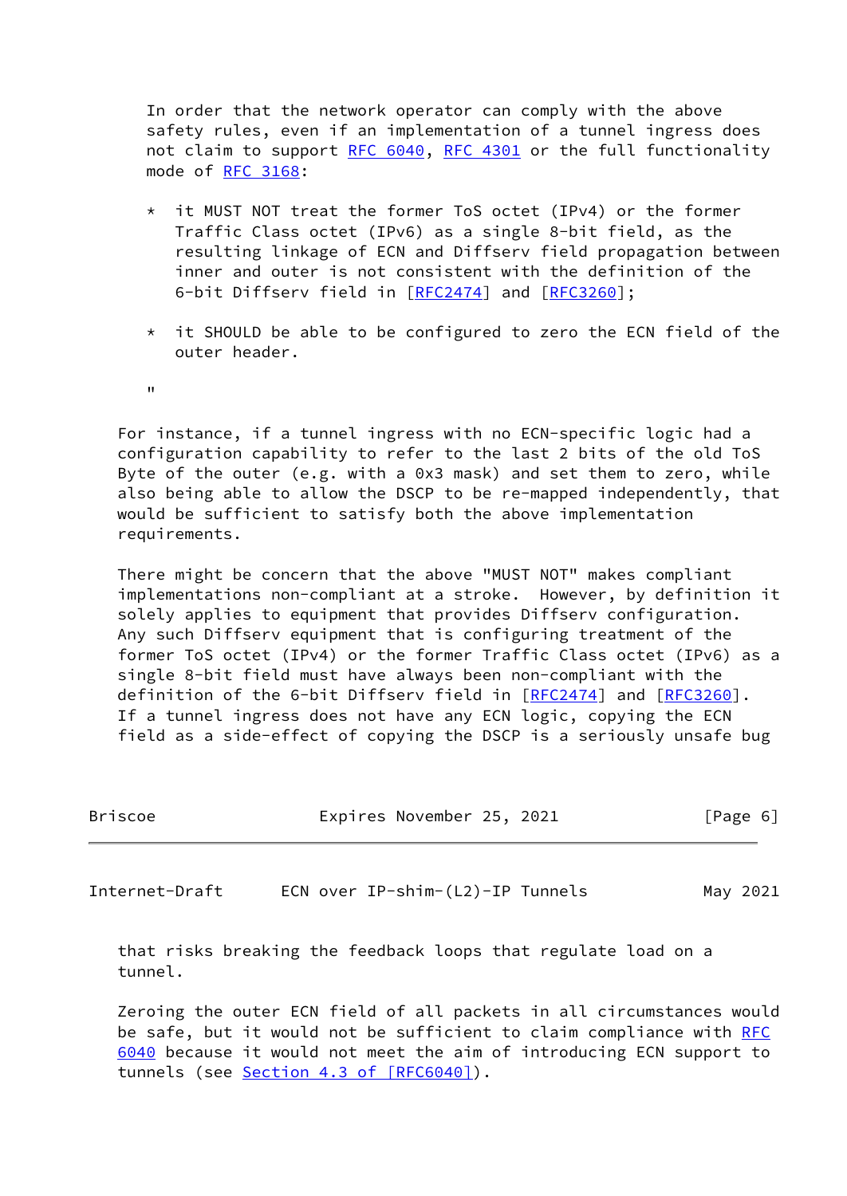In order that the network operator can comply with the above safety rules, even if an implementation of a tunnel ingress does not claim to support RFC 6040, RFC 4301 or the full functionality mode of RFC 3168:

* it MUST NOT treat the former ToS octet (IPv4) or the former Traffic Class octet (IPv6) as a single 8-bit field, as the resulting linkage of ECN and Diffserv field propagation between inner and outer is not consistent with the definition of the 6-bit Diffserv field in [RFC2474] and [RFC3260];

* it SHOULD be able to be configured to zero the ECN field of the outer header.

"

For instance, if a tunnel ingress with no ECN-specific logic had a configuration capability to refer to the last 2 bits of the old ToS Byte of the outer (e.g. with a 0x3 mask) and set them to zero, while also being able to allow the DSCP to be re-mapped independently, that would be sufficient to satisfy both the above implementation requirements.

There might be concern that the above "MUST NOT" makes compliant implementations non-compliant at a stroke. However, by definition it solely applies to equipment that provides Diffserv configuration. Any such Diffserv equipment that is configuring treatment of the former ToS octet (IPv4) or the former Traffic Class octet (IPv6) as a single 8-bit field must have always been non-compliant with the definition of the 6-bit Diffserv field in [RFC2474] and [RFC3260]. If a tunnel ingress does not have any ECN logic, copying the ECN field as a side-effect of copying the DSCP is a seriously unsafe bug that risks breaking the feedback loops that regulate load on a tunnel.

Zeroing the outer ECN field of all packets in all circumstances would be safe, but it would not be sufficient to claim compliance with RFC 6040 because it would not meet the aim of introducing ECN support to tunnels (see Section 4.3 of [RFC6040]).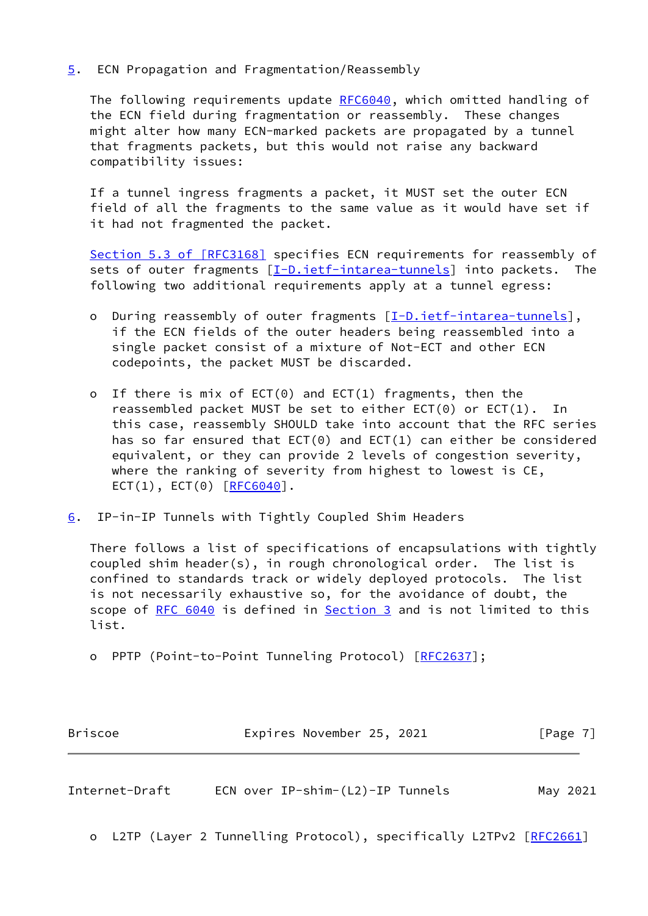## 5. ECN Propagation and Fragmentation/Reassembly

The following requirements update RFC6040, which omitted handling of the ECN field during fragmentation or reassembly. These changes might alter how many ECN-marked packets are propagated by a tunnel that fragments packets, but this would not raise any backward compatibility issues:

If a tunnel ingress fragments a packet, it MUST set the outer ECN field of all the fragments to the same value as it would have set if it had not fragmented the packet.

Section 5.3 of [RFC3168] specifies ECN requirements for reassembly of sets of outer fragments [I-D.ietf-intarea-tunnels] into packets. The following two additional requirements apply at a tunnel egress:

- During reassembly of outer fragments [I-D.ietf-intarea-tunnels], if the ECN fields of the outer headers being reassembled into a single packet consist of a mixture of Not-ECT and other ECN codepoints, the packet MUST be discarded.

- If there is mix of ECT(0) and ECT(1) fragments, then the reassembled packet MUST be set to either ECT(0) or ECT(1). In this case, reassembly SHOULD take into account that the RFC series has so far ensured that ECT(0) and ECT(1) can either be considered equivalent, or they can provide 2 levels of congestion severity, where the ranking of severity from highest to lowest is CE, ECT(1), ECT(0) [RFC6040].

## 6. IP-in-IP Tunnels with Tightly Coupled Shim Headers

There follows a list of specifications of encapsulations with tightly coupled shim header(s), in rough chronological order. The list is confined to standards track or widely deployed protocols. The list is not necessarily exhaustive so, for the avoidance of doubt, the scope of RFC 6040 is defined in Section 3 and is not limited to this list.

- PPTP (Point-to-Point Tunneling Protocol) [RFC2637];

- L2TP (Layer 2 Tunnelling Protocol), specifically L2TPv2 [RFC2661]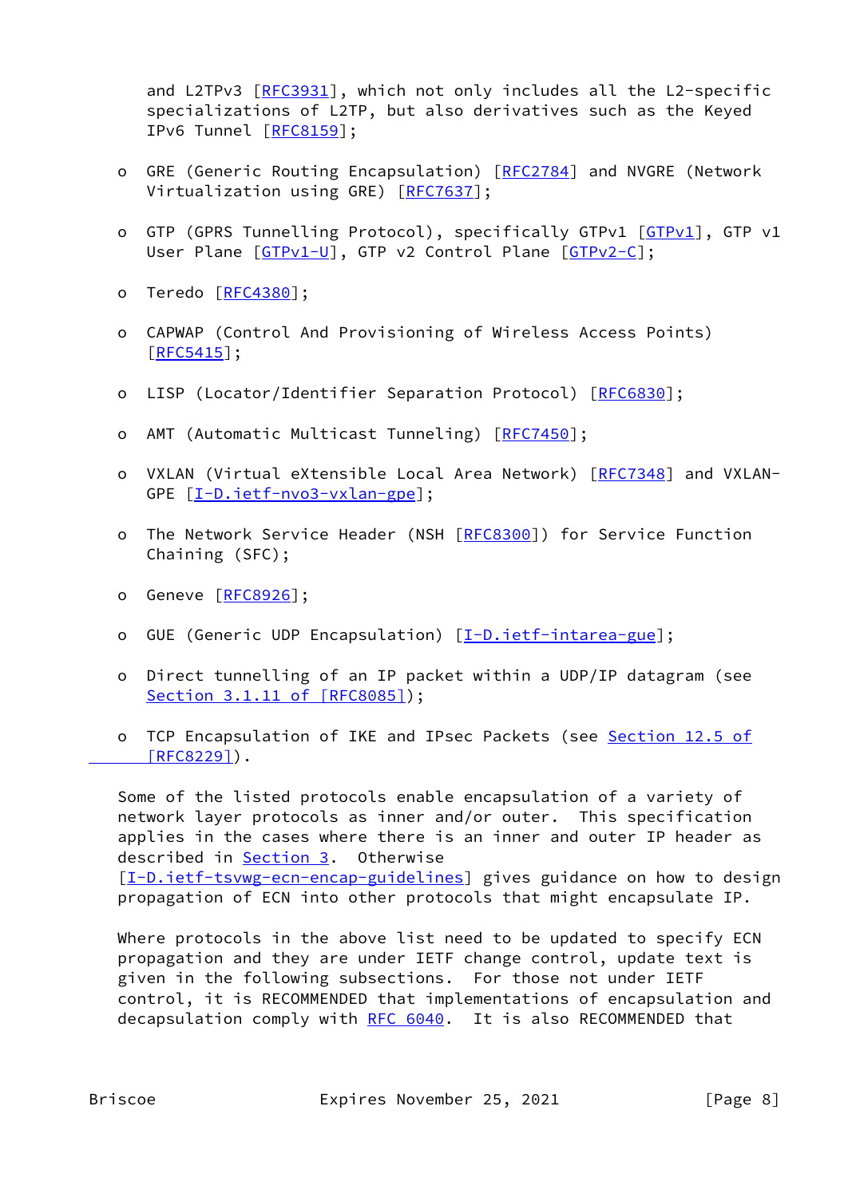and L2TPv3 [RFC3931], which not only includes all the L2-specific specializations of L2TP, but also derivatives such as the Keyed IPv6 Tunnel [RFC8159];

- GRE (Generic Routing Encapsulation) [RFC2784] and NVGRE (Network Virtualization using GRE) [RFC7637];

- GTP (GPRS Tunnelling Protocol), specifically GTPv1 [GTPv1], GTP v1 User Plane [GTPv1-U], GTP v2 Control Plane [GTPv2-C];

- Teredo [RFC4380];

- CAPWAP (Control And Provisioning of Wireless Access Points) [RFC5415];

- LISP (Locator/Identifier Separation Protocol) [RFC6830];

- AMT (Automatic Multicast Tunneling) [RFC7450];

- VXLAN (Virtual eXtensible Local Area Network) [RFC7348] and VXLAN-GPE [I-D.ietf-nvo3-vxlan-gpe];

- The Network Service Header (NSH [RFC8300]) for Service Function Chaining (SFC);

- Geneve [RFC8926];

- GUE (Generic UDP Encapsulation) [I-D.ietf-intarea-gue];

- Direct tunnelling of an IP packet within a UDP/IP datagram (see Section 3.1.11 of [RFC8085]);

- TCP Encapsulation of IKE and IPsec Packets (see Section 12.5 of [RFC8229]).

Some of the listed protocols enable encapsulation of a variety of network layer protocols as inner and/or outer. This specification applies in the cases where there is an inner and outer IP header as described in Section 3. Otherwise [I-D.ietf-tsvwg-ecn-encap-guidelines] gives guidance on how to design propagation of ECN into other protocols that might encapsulate IP.

Where protocols in the above list need to be updated to specify ECN propagation and they are under IETF change control, update text is given in the following subsections. For those not under IETF control, it is RECOMMENDED that implementations of encapsulation and decapsulation comply with RFC 6040. It is also RECOMMENDED that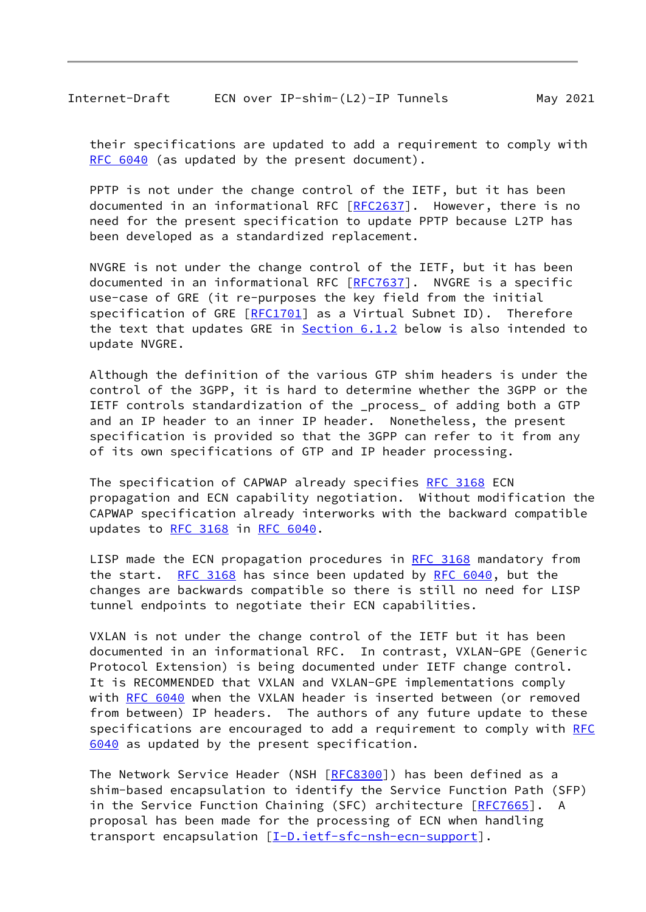their specifications are updated to add a requirement to comply with RFC 6040 (as updated by the present document).

PPTP is not under the change control of the IETF, but it has been documented in an informational RFC [RFC2637]. However, there is no need for the present specification to update PPTP because L2TP has been developed as a standardized replacement.

NVGRE is not under the change control of the IETF, but it has been documented in an informational RFC [RFC7637]. NVGRE is a specific use-case of GRE (it re-purposes the key field from the initial specification of GRE [RFC1701] as a Virtual Subnet ID). Therefore the text that updates GRE in Section 6.1.2 below is also intended to update NVGRE.

Although the definition of the various GTP shim headers is under the control of the 3GPP, it is hard to determine whether the 3GPP or the IETF controls standardization of the _process_ of adding both a GTP and an IP header to an inner IP header. Nonetheless, the present specification is provided so that the 3GPP can refer to it from any of its own specifications of GTP and IP header processing.

The specification of CAPWAP already specifies RFC 3168 ECN propagation and ECN capability negotiation. Without modification the CAPWAP specification already interworks with the backward compatible updates to RFC 3168 in RFC 6040.

LISP made the ECN propagation procedures in RFC 3168 mandatory from the start. RFC 3168 has since been updated by RFC 6040, but the changes are backwards compatible so there is still no need for LISP tunnel endpoints to negotiate their ECN capabilities.

VXLAN is not under the change control of the IETF but it has been documented in an informational RFC. In contrast, VXLAN-GPE (Generic Protocol Extension) is being documented under IETF change control. It is RECOMMENDED that VXLAN and VXLAN-GPE implementations comply with RFC 6040 when the VXLAN header is inserted between (or removed from between) IP headers. The authors of any future update to these specifications are encouraged to add a requirement to comply with RFC 6040 as updated by the present specification.

The Network Service Header (NSH [RFC8300]) has been defined as a shim-based encapsulation to identify the Service Function Path (SFP) in the Service Function Chaining (SFC) architecture [RFC7665]. A proposal has been made for the processing of ECN when handling transport encapsulation [I-D.ietf-sfc-nsh-ecn-support].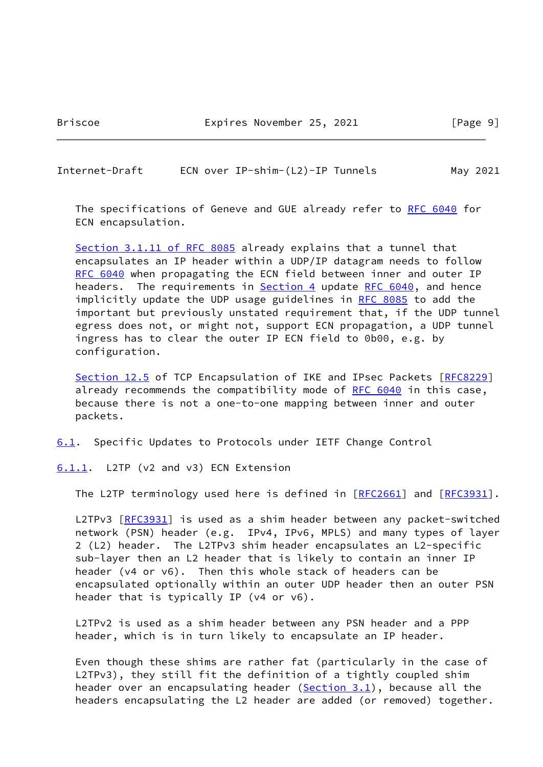The specifications of Geneve and GUE already refer to RFC 6040 for ECN encapsulation.

Section 3.1.11 of RFC 8085 already explains that a tunnel that encapsulates an IP header within a UDP/IP datagram needs to follow RFC 6040 when propagating the ECN field between inner and outer IP headers. The requirements in Section 4 update RFC 6040, and hence implicitly update the UDP usage guidelines in RFC 8085 to add the important but previously unstated requirement that, if the UDP tunnel egress does not, or might not, support ECN propagation, a UDP tunnel ingress has to clear the outer IP ECN field to 0b00, e.g. by configuration.

Section 12.5 of TCP Encapsulation of IKE and IPsec Packets [RFC8229] already recommends the compatibility mode of RFC 6040 in this case, because there is not a one-to-one mapping between inner and outer packets.

### 6.1. Specific Updates to Protocols under IETF Change Control

#### 6.1.1. L2TP (v2 and v3) ECN Extension

The L2TP terminology used here is defined in [RFC2661] and [RFC3931].

L2TPv3 [RFC3931] is used as a shim header between any packet-switched network (PSN) header (e.g. IPv4, IPv6, MPLS) and many types of layer 2 (L2) header. The L2TPv3 shim header encapsulates an L2-specific sub-layer then an L2 header that is likely to contain an inner IP header (v4 or v6). Then this whole stack of headers can be encapsulated optionally within an outer UDP header then an outer PSN header that is typically IP (v4 or v6).

L2TPv2 is used as a shim header between any PSN header and a PPP header, which is in turn likely to encapsulate an IP header.

Even though these shims are rather fat (particularly in the case of L2TPv3), they still fit the definition of a tightly coupled shim header over an encapsulating header (Section 3.1), because all the headers encapsulating the L2 header are added (or removed) together.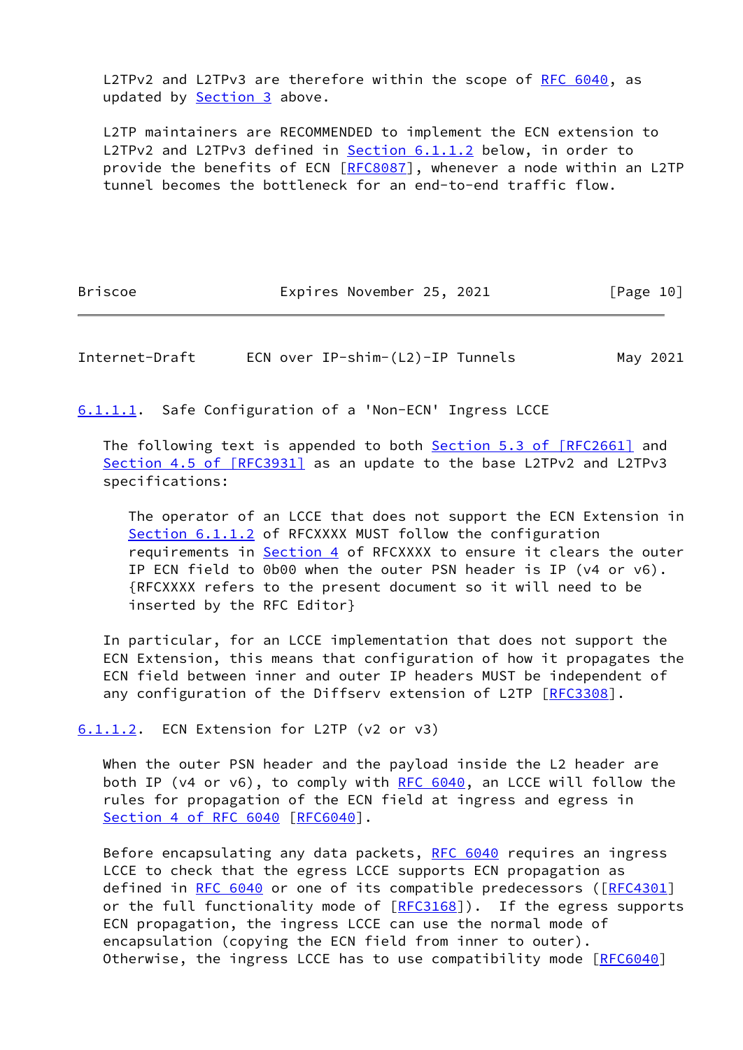L2TPv2 and L2TPv3 are therefore within the scope of RFC 6040, as updated by Section 3 above.

L2TP maintainers are RECOMMENDED to implement the ECN extension to L2TPv2 and L2TPv3 defined in Section 6.1.1.2 below, in order to provide the benefits of ECN [RFC8087], whenever a node within an L2TP tunnel becomes the bottleneck for an end-to-end traffic flow.

#### 6.1.1.1. Safe Configuration of a 'Non-ECN' Ingress LCCE

The following text is appended to both Section 5.3 of [RFC2661] and Section 4.5 of [RFC3931] as an update to the base L2TPv2 and L2TPv3 specifications:

> The operator of an LCCE that does not support the ECN Extension in Section 6.1.1.2 of RFCXXXX MUST follow the configuration requirements in Section 4 of RFCXXXX to ensure it clears the outer IP ECN field to 0b00 when the outer PSN header is IP (v4 or v6). {RFCXXXX refers to the present document so it will need to be inserted by the RFC Editor}

In particular, for an LCCE implementation that does not support the ECN Extension, this means that configuration of how it propagates the ECN field between inner and outer IP headers MUST be independent of any configuration of the Diffserv extension of L2TP [RFC3308].

#### 6.1.1.2. ECN Extension for L2TP (v2 or v3)

When the outer PSN header and the payload inside the L2 header are both IP (v4 or v6), to comply with RFC 6040, an LCCE will follow the rules for propagation of the ECN field at ingress and egress in Section 4 of RFC 6040 [RFC6040].

Before encapsulating any data packets, RFC 6040 requires an ingress LCCE to check that the egress LCCE supports ECN propagation as defined in RFC 6040 or one of its compatible predecessors ([RFC4301] or the full functionality mode of [RFC3168]). If the egress supports ECN propagation, the ingress LCCE can use the normal mode of encapsulation (copying the ECN field from inner to outer). Otherwise, the ingress LCCE has to use compatibility mode [RFC6040]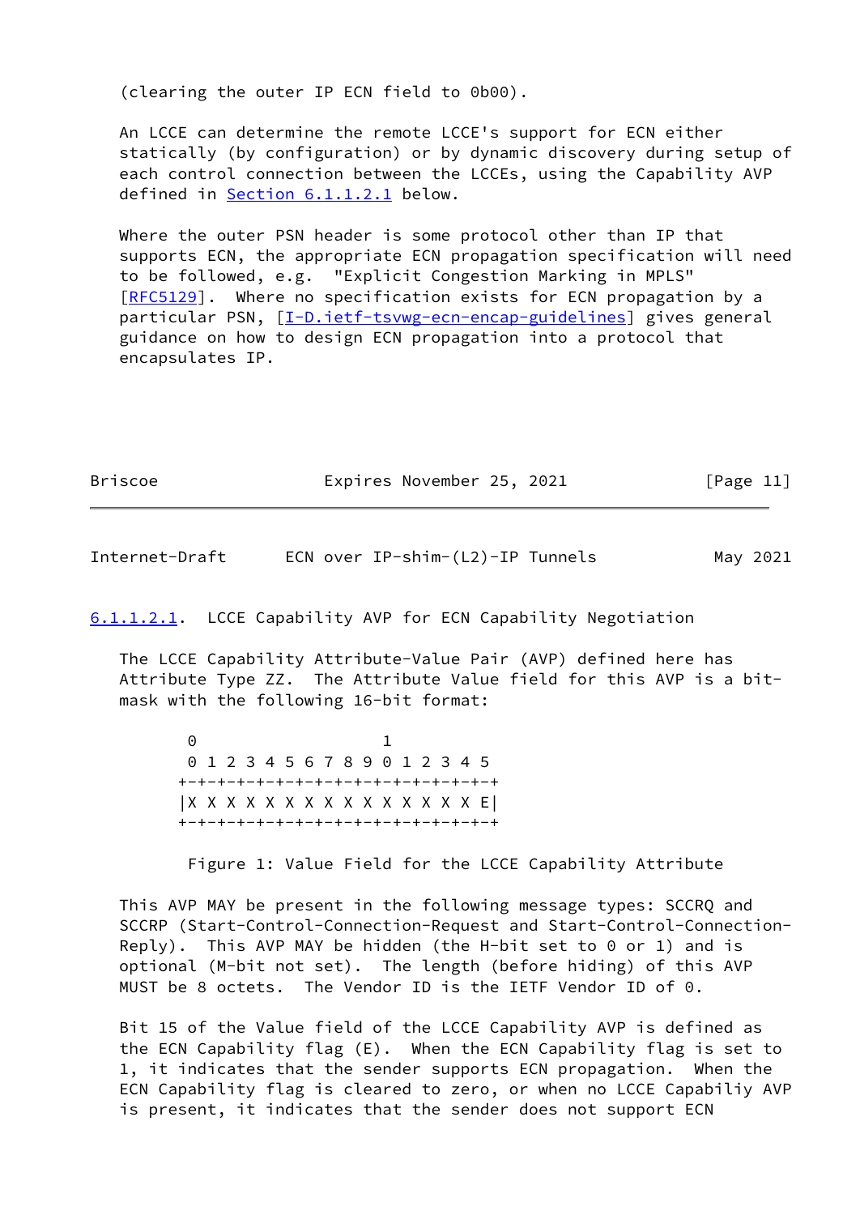(clearing the outer IP ECN field to 0b00).

An LCCE can determine the remote LCCE's support for ECN either statically (by configuration) or by dynamic discovery during setup of each control connection between the LCCEs, using the Capability AVP defined in Section 6.1.1.2.1 below.

Where the outer PSN header is some protocol other than IP that supports ECN, the appropriate ECN propagation specification will need to be followed, e.g. "Explicit Congestion Marking in MPLS" [RFC5129]. Where no specification exists for ECN propagation by a particular PSN, [I-D.ietf-tsvwg-ecn-encap-guidelines] gives general guidance on how to design ECN propagation into a protocol that encapsulates IP.

#### 6.1.1.2.1. LCCE Capability AVP for ECN Capability Negotiation

The LCCE Capability Attribute-Value Pair (AVP) defined here has Attribute Type ZZ. The Attribute Value field for this AVP is a bit-mask with the following 16-bit format:

```
 0                   1
 0 1 2 3 4 5 6 7 8 9 0 1 2 3 4 5
+-+-+-+-+-+-+-+-+-+-+-+-+-+-+-+-+
|X X X X X X X X X X X X X X X E|
+-+-+-+-+-+-+-+-+-+-+-+-+-+-+-+-+
```

Figure 1: Value Field for the LCCE Capability Attribute

This AVP MAY be present in the following message types: SCCRQ and SCCRP (Start-Control-Connection-Request and Start-Control-Connection-Reply). This AVP MAY be hidden (the H-bit set to 0 or 1) and is optional (M-bit not set). The length (before hiding) of this AVP MUST be 8 octets. The Vendor ID is the IETF Vendor ID of 0.

Bit 15 of the Value field of the LCCE Capability AVP is defined as the ECN Capability flag (E). When the ECN Capability flag is set to 1, it indicates that the sender supports ECN propagation. When the ECN Capability flag is cleared to zero, or when no LCCE Capabiliy AVP is present, it indicates that the sender does not support ECN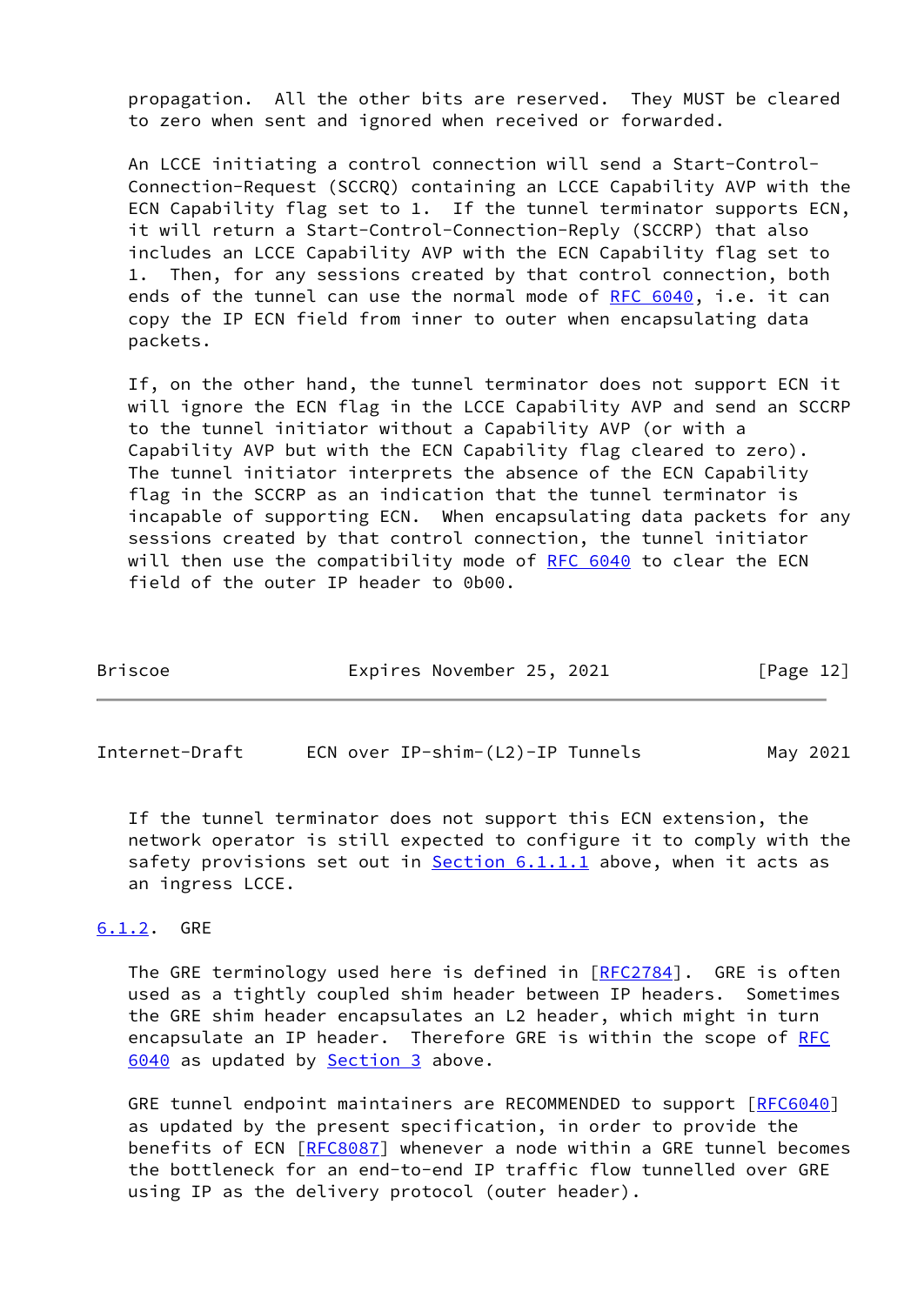propagation. All the other bits are reserved. They MUST be cleared to zero when sent and ignored when received or forwarded.

An LCCE initiating a control connection will send a Start-Control-Connection-Request (SCCRQ) containing an LCCE Capability AVP with the ECN Capability flag set to 1. If the tunnel terminator supports ECN, it will return a Start-Control-Connection-Reply (SCCRP) that also includes an LCCE Capability AVP with the ECN Capability flag set to 1. Then, for any sessions created by that control connection, both ends of the tunnel can use the normal mode of RFC 6040, i.e. it can copy the IP ECN field from inner to outer when encapsulating data packets.

If, on the other hand, the tunnel terminator does not support ECN it will ignore the ECN flag in the LCCE Capability AVP and send an SCCRP to the tunnel initiator without a Capability AVP (or with a Capability AVP but with the ECN Capability flag cleared to zero). The tunnel initiator interprets the absence of the ECN Capability flag in the SCCRP as an indication that the tunnel terminator is incapable of supporting ECN. When encapsulating data packets for any sessions created by that control connection, the tunnel initiator will then use the compatibility mode of RFC 6040 to clear the ECN field of the outer IP header to 0b00.

If the tunnel terminator does not support this ECN extension, the network operator is still expected to configure it to comply with the safety provisions set out in Section 6.1.1.1 above, when it acts as an ingress LCCE.

### 6.1.2. GRE

The GRE terminology used here is defined in [RFC2784]. GRE is often used as a tightly coupled shim header between IP headers. Sometimes the GRE shim header encapsulates an L2 header, which might in turn encapsulate an IP header. Therefore GRE is within the scope of RFC 6040 as updated by Section 3 above.

GRE tunnel endpoint maintainers are RECOMMENDED to support [RFC6040] as updated by the present specification, in order to provide the benefits of ECN [RFC8087] whenever a node within a GRE tunnel becomes the bottleneck for an end-to-end IP traffic flow tunnelled over GRE using IP as the delivery protocol (outer header).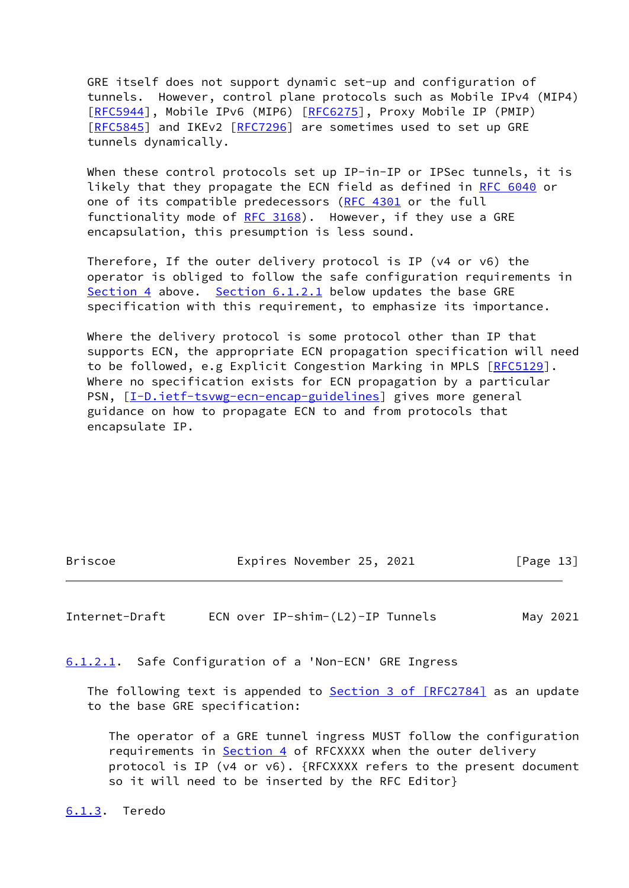GRE itself does not support dynamic set-up and configuration of tunnels. However, control plane protocols such as Mobile IPv4 (MIP4) [RFC5944], Mobile IPv6 (MIP6) [RFC6275], Proxy Mobile IP (PMIP) [RFC5845] and IKEv2 [RFC7296] are sometimes used to set up GRE tunnels dynamically.

When these control protocols set up IP-in-IP or IPSec tunnels, it is likely that they propagate the ECN field as defined in RFC 6040 or one of its compatible predecessors (RFC 4301 or the full functionality mode of RFC 3168). However, if they use a GRE encapsulation, this presumption is less sound.

Therefore, If the outer delivery protocol is IP (v4 or v6) the operator is obliged to follow the safe configuration requirements in Section 4 above. Section 6.1.2.1 below updates the base GRE specification with this requirement, to emphasize its importance.

Where the delivery protocol is some protocol other than IP that supports ECN, the appropriate ECN propagation specification will need to be followed, e.g Explicit Congestion Marking in MPLS [RFC5129]. Where no specification exists for ECN propagation by a particular PSN, [I-D.ietf-tsvwg-ecn-encap-guidelines] gives more general guidance on how to propagate ECN to and from protocols that encapsulate IP.

#### 6.1.2.1. Safe Configuration of a 'Non-ECN' GRE Ingress

The following text is appended to Section 3 of [RFC2784] as an update to the base GRE specification:

> The operator of a GRE tunnel ingress MUST follow the configuration requirements in Section 4 of RFCXXXX when the outer delivery protocol is IP (v4 or v6). {RFCXXXX refers to the present document so it will need to be inserted by the RFC Editor}

### 6.1.3. Teredo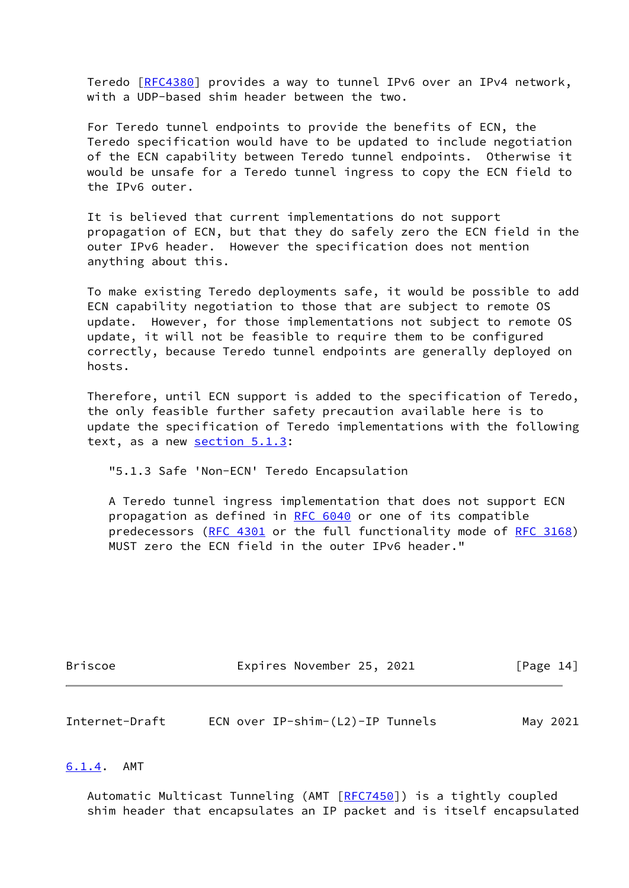Teredo [RFC4380] provides a way to tunnel IPv6 over an IPv4 network, with a UDP-based shim header between the two.

For Teredo tunnel endpoints to provide the benefits of ECN, the Teredo specification would have to be updated to include negotiation of the ECN capability between Teredo tunnel endpoints. Otherwise it would be unsafe for a Teredo tunnel ingress to copy the ECN field to the IPv6 outer.

It is believed that current implementations do not support propagation of ECN, but that they do safely zero the ECN field in the outer IPv6 header. However the specification does not mention anything about this.

To make existing Teredo deployments safe, it would be possible to add ECN capability negotiation to those that are subject to remote OS update. However, for those implementations not subject to remote OS update, it will not be feasible to require them to be configured correctly, because Teredo tunnel endpoints are generally deployed on hosts.

Therefore, until ECN support is added to the specification of Teredo, the only feasible further safety precaution available here is to update the specification of Teredo implementations with the following text, as a new section 5.1.3:

> "5.1.3 Safe 'Non-ECN' Teredo Encapsulation
>
> A Teredo tunnel ingress implementation that does not support ECN propagation as defined in RFC 6040 or one of its compatible predecessors (RFC 4301 or the full functionality mode of RFC 3168) MUST zero the ECN field in the outer IPv6 header."

#### 6.1.4. AMT

Automatic Multicast Tunneling (AMT [RFC7450]) is a tightly coupled shim header that encapsulates an IP packet and is itself encapsulated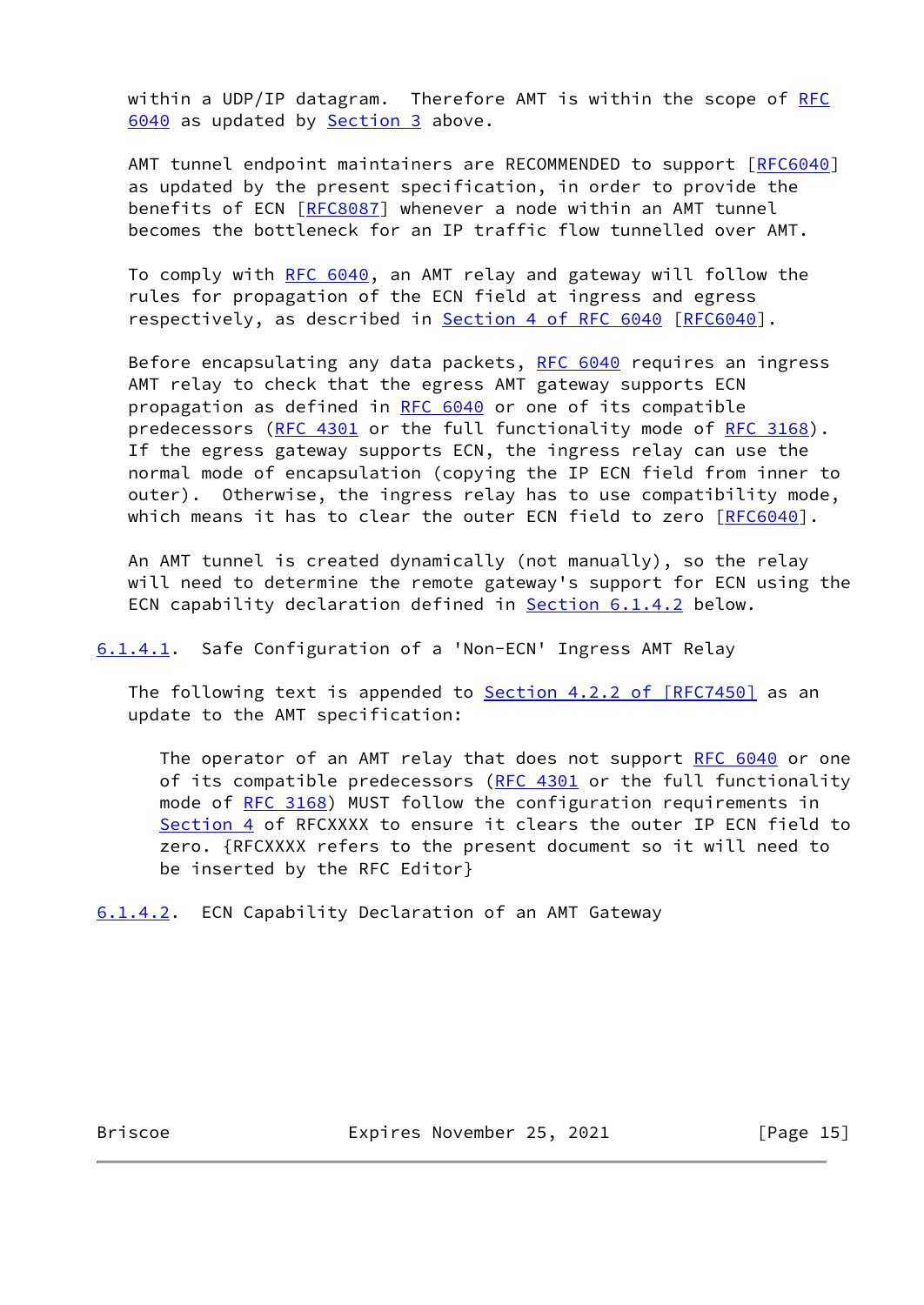within a UDP/IP datagram. Therefore AMT is within the scope of RFC 6040 as updated by Section 3 above.

AMT tunnel endpoint maintainers are RECOMMENDED to support [RFC6040] as updated by the present specification, in order to provide the benefits of ECN [RFC8087] whenever a node within an AMT tunnel becomes the bottleneck for an IP traffic flow tunnelled over AMT.

To comply with RFC 6040, an AMT relay and gateway will follow the rules for propagation of the ECN field at ingress and egress respectively, as described in Section 4 of RFC 6040 [RFC6040].

Before encapsulating any data packets, RFC 6040 requires an ingress AMT relay to check that the egress AMT gateway supports ECN propagation as defined in RFC 6040 or one of its compatible predecessors (RFC 4301 or the full functionality mode of RFC 3168). If the egress gateway supports ECN, the ingress relay can use the normal mode of encapsulation (copying the IP ECN field from inner to outer). Otherwise, the ingress relay has to use compatibility mode, which means it has to clear the outer ECN field to zero [RFC6040].

An AMT tunnel is created dynamically (not manually), so the relay will need to determine the remote gateway's support for ECN using the ECN capability declaration defined in Section 6.1.4.2 below.

#### 6.1.4.1. Safe Configuration of a 'Non-ECN' Ingress AMT Relay

The following text is appended to Section 4.2.2 of [RFC7450] as an update to the AMT specification:

> The operator of an AMT relay that does not support RFC 6040 or one of its compatible predecessors (RFC 4301 or the full functionality mode of RFC 3168) MUST follow the configuration requirements in Section 4 of RFCXXXX to ensure it clears the outer IP ECN field to zero. {RFCXXXX refers to the present document so it will need to be inserted by the RFC Editor}

#### 6.1.4.2. ECN Capability Declaration of an AMT Gateway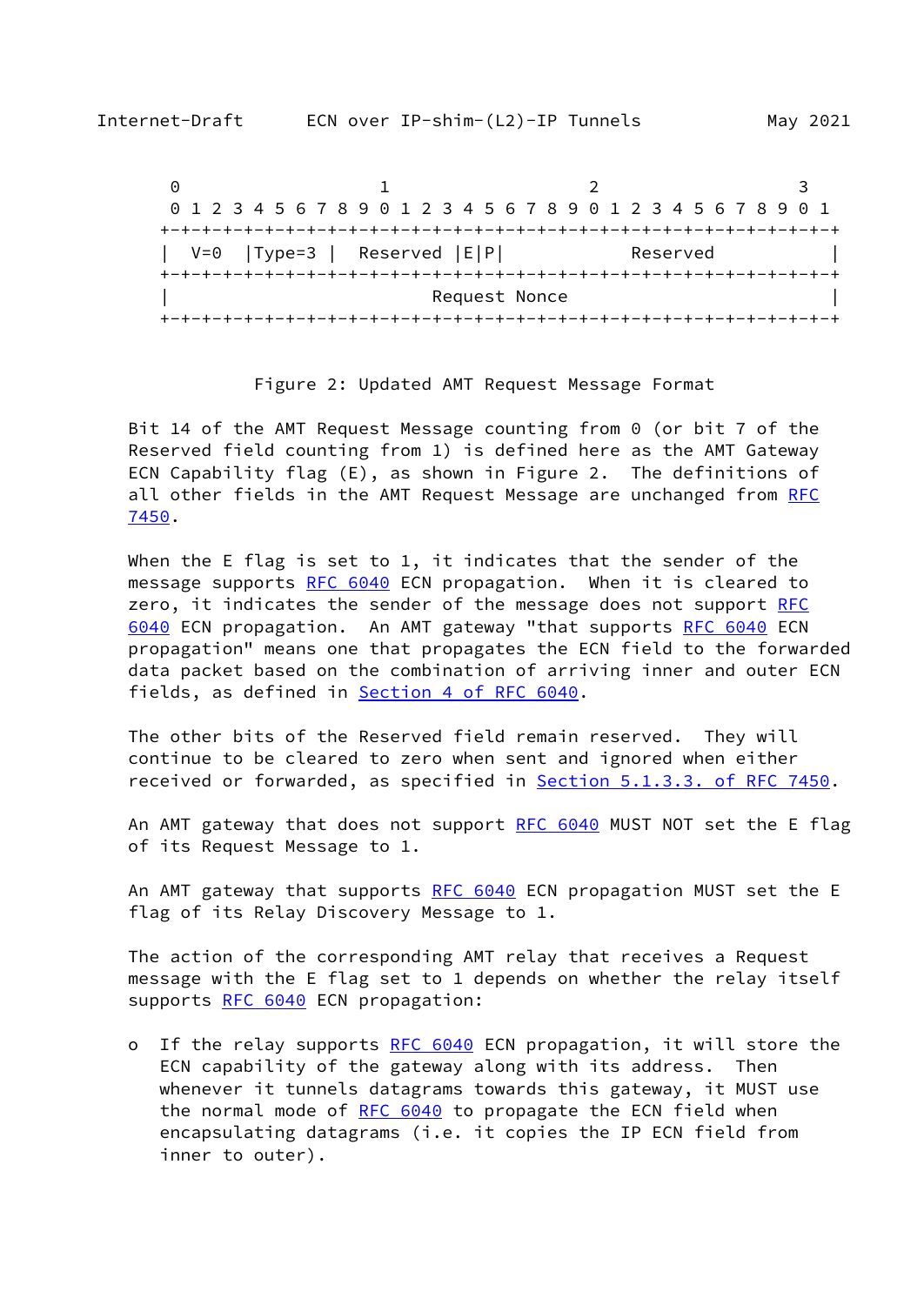```
 0                   1                   2                   3
 0 1 2 3 4 5 6 7 8 9 0 1 2 3 4 5 6 7 8 9 0 1 2 3 4 5 6 7 8 9 0 1
+-+-+-+-+-+-+-+-+-+-+-+-+-+-+-+-+-+-+-+-+-+-+-+-+-+-+-+-+-+-+-+-+
|  V=0  |Type=3 |  Reserved |E|P|           Reserved            |
+-+-+-+-+-+-+-+-+-+-+-+-+-+-+-+-+-+-+-+-+-+-+-+-+-+-+-+-+-+-+-+-+
|                         Request Nonce                         |
+-+-+-+-+-+-+-+-+-+-+-+-+-+-+-+-+-+-+-+-+-+-+-+-+-+-+-+-+-+-+-+-+
```

Figure 2: Updated AMT Request Message Format

Bit 14 of the AMT Request Message counting from 0 (or bit 7 of the Reserved field counting from 1) is defined here as the AMT Gateway ECN Capability flag (E), as shown in Figure 2. The definitions of all other fields in the AMT Request Message are unchanged from RFC 7450.

When the E flag is set to 1, it indicates that the sender of the message supports RFC 6040 ECN propagation. When it is cleared to zero, it indicates the sender of the message does not support RFC 6040 ECN propagation. An AMT gateway "that supports RFC 6040 ECN propagation" means one that propagates the ECN field to the forwarded data packet based on the combination of arriving inner and outer ECN fields, as defined in Section 4 of RFC 6040.

The other bits of the Reserved field remain reserved. They will continue to be cleared to zero when sent and ignored when either received or forwarded, as specified in Section 5.1.3.3. of RFC 7450.

An AMT gateway that does not support RFC 6040 MUST NOT set the E flag of its Request Message to 1.

An AMT gateway that supports RFC 6040 ECN propagation MUST set the E flag of its Relay Discovery Message to 1.

The action of the corresponding AMT relay that receives a Request message with the E flag set to 1 depends on whether the relay itself supports RFC 6040 ECN propagation:

- If the relay supports RFC 6040 ECN propagation, it will store the ECN capability of the gateway along with its address. Then whenever it tunnels datagrams towards this gateway, it MUST use the normal mode of RFC 6040 to propagate the ECN field when encapsulating datagrams (i.e. it copies the IP ECN field from inner to outer).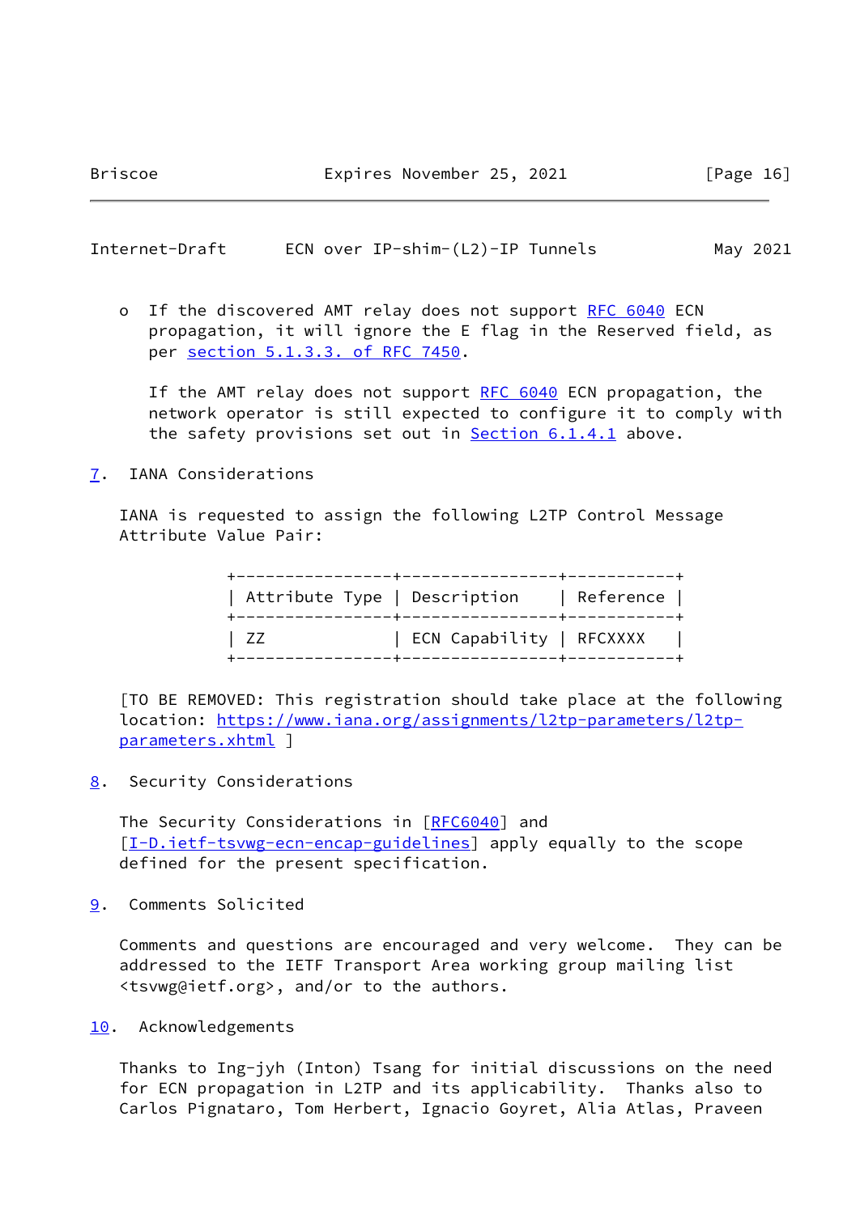- If the discovered AMT relay does not support RFC 6040 ECN propagation, it will ignore the E flag in the Reserved field, as per section 5.1.3.3. of RFC 7450.

  If the AMT relay does not support RFC 6040 ECN propagation, the network operator is still expected to configure it to comply with the safety provisions set out in Section 6.1.4.1 above.

## 7. IANA Considerations

IANA is requested to assign the following L2TP Control Message Attribute Value Pair:

| Attribute Type | Description | Reference |
|---|---|---|
| ZZ | ECN Capability | RFCXXXX |

[TO BE REMOVED: This registration should take place at the following location: https://www.iana.org/assignments/l2tp-parameters/l2tp-parameters.xhtml ]

## 8. Security Considerations

The Security Considerations in [RFC6040] and [I-D.ietf-tsvwg-ecn-encap-guidelines] apply equally to the scope defined for the present specification.

## 9. Comments Solicited

Comments and questions are encouraged and very welcome. They can be addressed to the IETF Transport Area working group mailing list <tsvwg@ietf.org>, and/or to the authors.

## 10. Acknowledgements

Thanks to Ing-jyh (Inton) Tsang for initial discussions on the need for ECN propagation in L2TP and its applicability. Thanks also to Carlos Pignataro, Tom Herbert, Ignacio Goyret, Alia Atlas, Praveen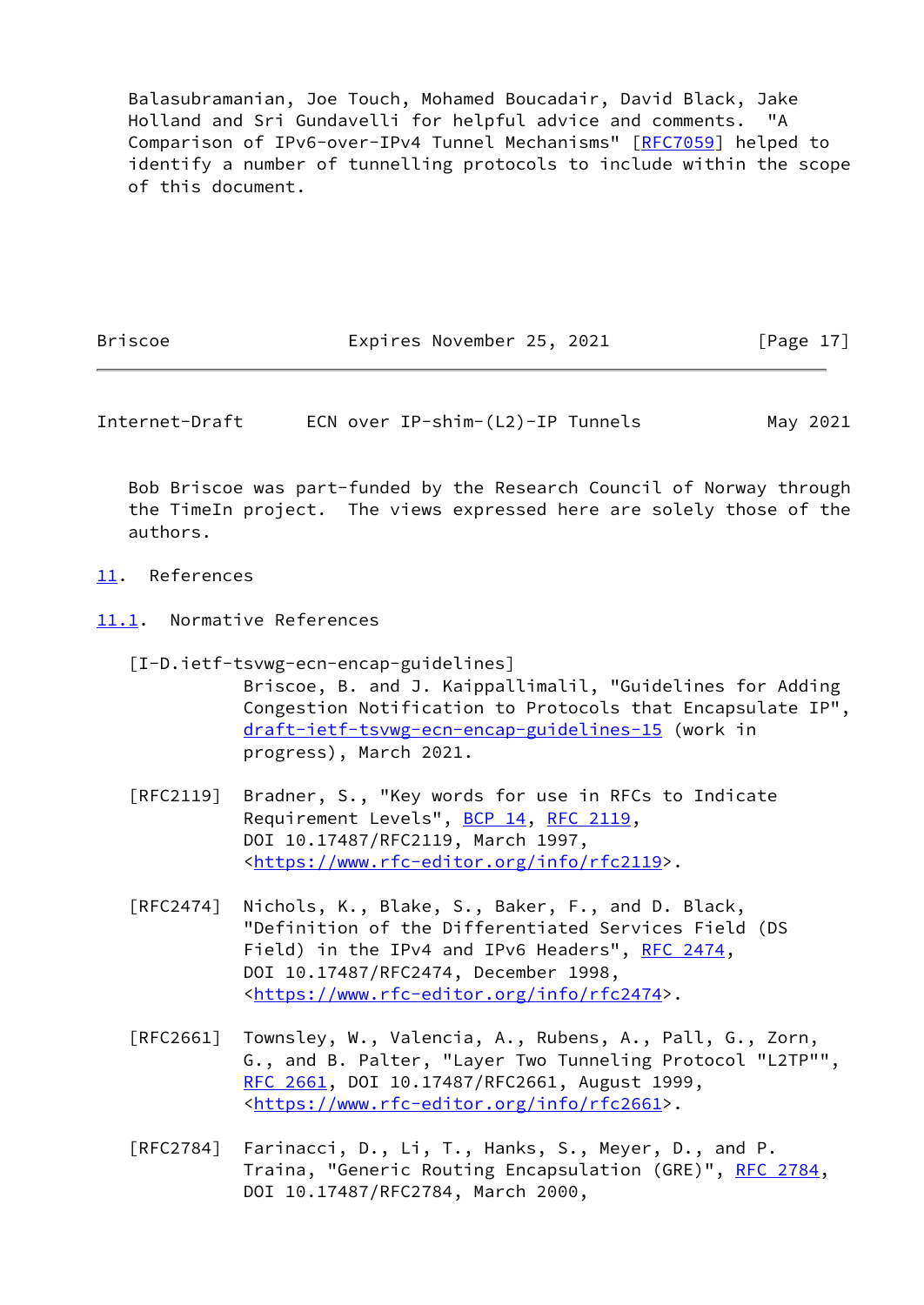Balasubramanian, Joe Touch, Mohamed Boucadair, David Black, Jake Holland and Sri Gundavelli for helpful advice and comments. "A Comparison of IPv6-over-IPv4 Tunnel Mechanisms" [RFC7059] helped to identify a number of tunnelling protocols to include within the scope of this document.

Bob Briscoe was part-funded by the Research Council of Norway through the TimeIn project. The views expressed here are solely those of the authors.

## 11. References

### 11.1. Normative References

[I-D.ietf-tsvwg-ecn-encap-guidelines]
Briscoe, B. and J. Kaippallimalil, "Guidelines for Adding Congestion Notification to Protocols that Encapsulate IP", draft-ietf-tsvwg-ecn-encap-guidelines-15 (work in progress), March 2021.

[RFC2119] Bradner, S., "Key words for use in RFCs to Indicate Requirement Levels", BCP 14, RFC 2119, DOI 10.17487/RFC2119, March 1997, <https://www.rfc-editor.org/info/rfc2119>.

[RFC2474] Nichols, K., Blake, S., Baker, F., and D. Black, "Definition of the Differentiated Services Field (DS Field) in the IPv4 and IPv6 Headers", RFC 2474, DOI 10.17487/RFC2474, December 1998, <https://www.rfc-editor.org/info/rfc2474>.

[RFC2661] Townsley, W., Valencia, A., Rubens, A., Pall, G., Zorn, G., and B. Palter, "Layer Two Tunneling Protocol "L2TP"", RFC 2661, DOI 10.17487/RFC2661, August 1999, <https://www.rfc-editor.org/info/rfc2661>.

[RFC2784] Farinacci, D., Li, T., Hanks, S., Meyer, D., and P. Traina, "Generic Routing Encapsulation (GRE)", RFC 2784, DOI 10.17487/RFC2784, March 2000,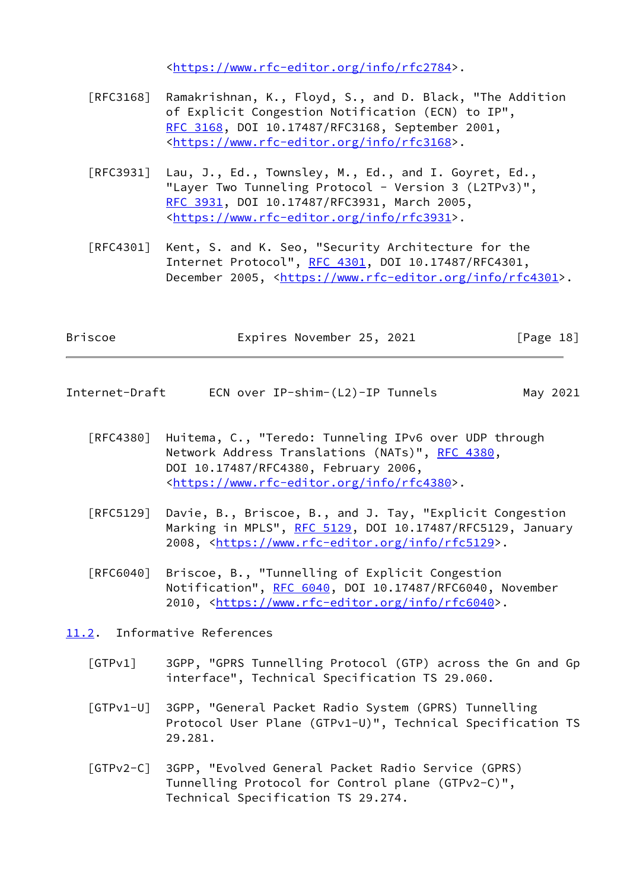<https://www.rfc-editor.org/info/rfc2784>.

[RFC3168] Ramakrishnan, K., Floyd, S., and D. Black, "The Addition of Explicit Congestion Notification (ECN) to IP", RFC 3168, DOI 10.17487/RFC3168, September 2001, <https://www.rfc-editor.org/info/rfc3168>.

[RFC3931] Lau, J., Ed., Townsley, M., Ed., and I. Goyret, Ed., "Layer Two Tunneling Protocol - Version 3 (L2TPv3)", RFC 3931, DOI 10.17487/RFC3931, March 2005, <https://www.rfc-editor.org/info/rfc3931>.

[RFC4301] Kent, S. and K. Seo, "Security Architecture for the Internet Protocol", RFC 4301, DOI 10.17487/RFC4301, December 2005, <https://www.rfc-editor.org/info/rfc4301>.

[RFC4380] Huitema, C., "Teredo: Tunneling IPv6 over UDP through Network Address Translations (NATs)", RFC 4380, DOI 10.17487/RFC4380, February 2006, <https://www.rfc-editor.org/info/rfc4380>.

[RFC5129] Davie, B., Briscoe, B., and J. Tay, "Explicit Congestion Marking in MPLS", RFC 5129, DOI 10.17487/RFC5129, January 2008, <https://www.rfc-editor.org/info/rfc5129>.

[RFC6040] Briscoe, B., "Tunnelling of Explicit Congestion Notification", RFC 6040, DOI 10.17487/RFC6040, November 2010, <https://www.rfc-editor.org/info/rfc6040>.

## 11.2. Informative References

[GTPv1] 3GPP, "GPRS Tunnelling Protocol (GTP) across the Gn and Gp interface", Technical Specification TS 29.060.

[GTPv1-U] 3GPP, "General Packet Radio System (GPRS) Tunnelling Protocol User Plane (GTPv1-U)", Technical Specification TS 29.281.

[GTPv2-C] 3GPP, "Evolved General Packet Radio Service (GPRS) Tunnelling Protocol for Control plane (GTPv2-C)", Technical Specification TS 29.274.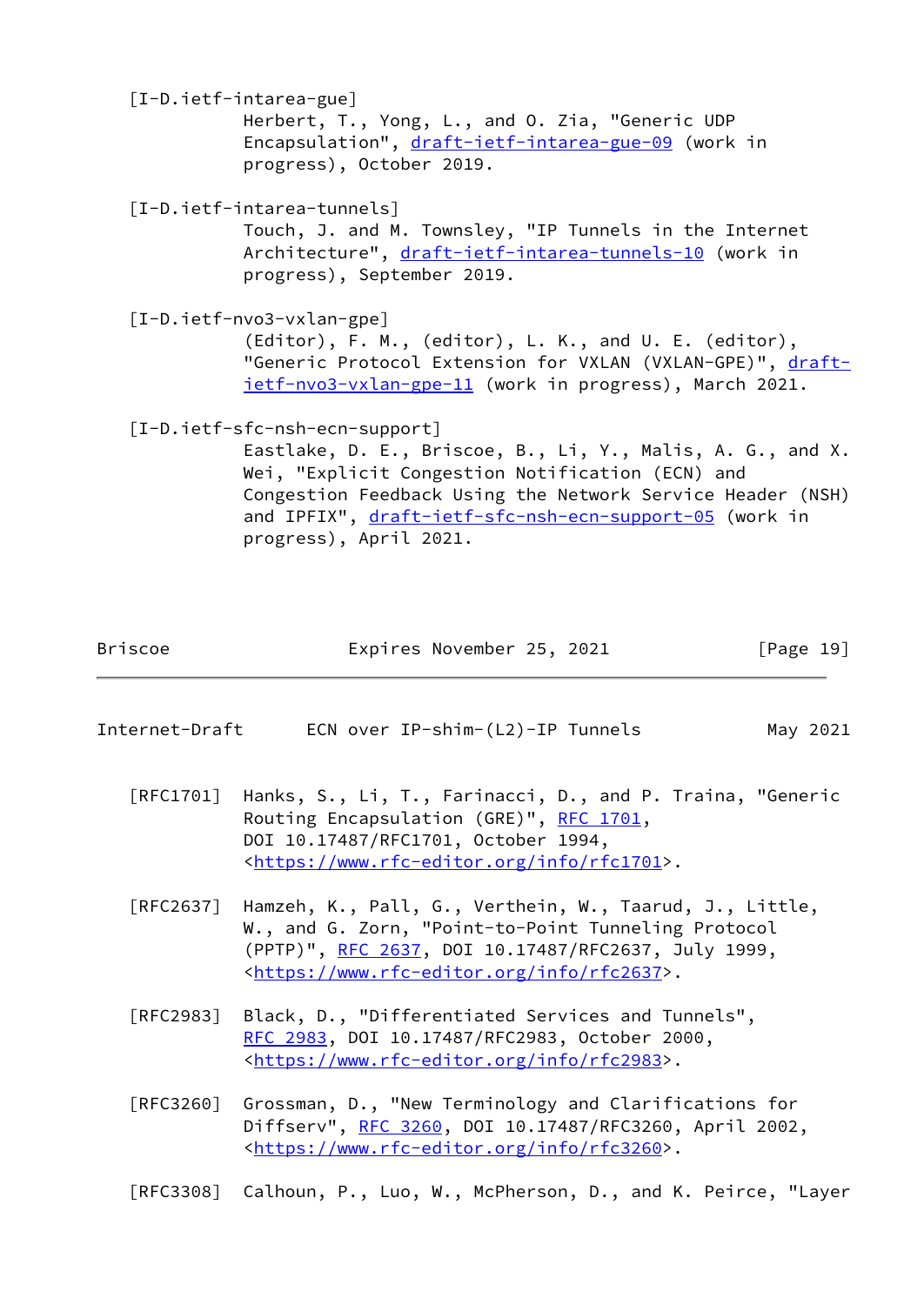[I-D.ietf-intarea-gue]
Herbert, T., Yong, L., and O. Zia, "Generic UDP Encapsulation", draft-ietf-intarea-gue-09 (work in progress), October 2019.

[I-D.ietf-intarea-tunnels]
Touch, J. and M. Townsley, "IP Tunnels in the Internet Architecture", draft-ietf-intarea-tunnels-10 (work in progress), September 2019.

[I-D.ietf-nvo3-vxlan-gpe]
(Editor), F. M., (editor), L. K., and U. E. (editor), "Generic Protocol Extension for VXLAN (VXLAN-GPE)", draft-ietf-nvo3-vxlan-gpe-11 (work in progress), March 2021.

[I-D.ietf-sfc-nsh-ecn-support]
Eastlake, D. E., Briscoe, B., Li, Y., Malis, A. G., and X. Wei, "Explicit Congestion Notification (ECN) and Congestion Feedback Using the Network Service Header (NSH) and IPFIX", draft-ietf-sfc-nsh-ecn-support-05 (work in progress), April 2021.

[RFC1701] Hanks, S., Li, T., Farinacci, D., and P. Traina, "Generic Routing Encapsulation (GRE)", RFC 1701, DOI 10.17487/RFC1701, October 1994, <https://www.rfc-editor.org/info/rfc1701>.

[RFC2637] Hamzeh, K., Pall, G., Verthein, W., Taarud, J., Little, W., and G. Zorn, "Point-to-Point Tunneling Protocol (PPTP)", RFC 2637, DOI 10.17487/RFC2637, July 1999, <https://www.rfc-editor.org/info/rfc2637>.

[RFC2983] Black, D., "Differentiated Services and Tunnels", RFC 2983, DOI 10.17487/RFC2983, October 2000, <https://www.rfc-editor.org/info/rfc2983>.

[RFC3260] Grossman, D., "New Terminology and Clarifications for Diffserv", RFC 3260, DOI 10.17487/RFC3260, April 2002, <https://www.rfc-editor.org/info/rfc3260>.

[RFC3308] Calhoun, P., Luo, W., McPherson, D., and K. Peirce, "Layer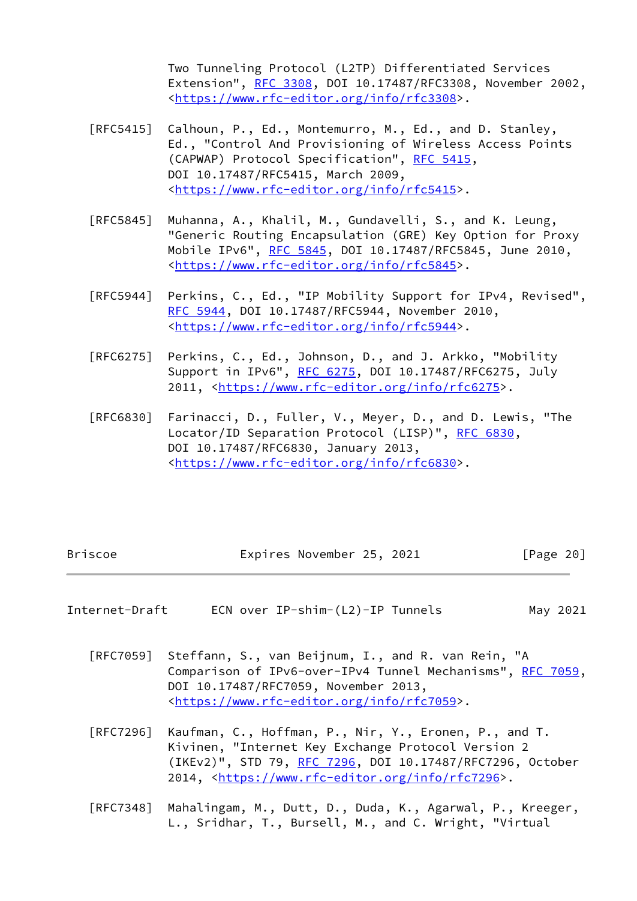Two Tunneling Protocol (L2TP) Differentiated Services Extension", RFC 3308, DOI 10.17487/RFC3308, November 2002, <https://www.rfc-editor.org/info/rfc3308>.

[RFC5415] Calhoun, P., Ed., Montemurro, M., Ed., and D. Stanley, Ed., "Control And Provisioning of Wireless Access Points (CAPWAP) Protocol Specification", RFC 5415, DOI 10.17487/RFC5415, March 2009, <https://www.rfc-editor.org/info/rfc5415>.

[RFC5845] Muhanna, A., Khalil, M., Gundavelli, S., and K. Leung, "Generic Routing Encapsulation (GRE) Key Option for Proxy Mobile IPv6", RFC 5845, DOI 10.17487/RFC5845, June 2010, <https://www.rfc-editor.org/info/rfc5845>.

[RFC5944] Perkins, C., Ed., "IP Mobility Support for IPv4, Revised", RFC 5944, DOI 10.17487/RFC5944, November 2010, <https://www.rfc-editor.org/info/rfc5944>.

[RFC6275] Perkins, C., Ed., Johnson, D., and J. Arkko, "Mobility Support in IPv6", RFC 6275, DOI 10.17487/RFC6275, July 2011, <https://www.rfc-editor.org/info/rfc6275>.

[RFC6830] Farinacci, D., Fuller, V., Meyer, D., and D. Lewis, "The Locator/ID Separation Protocol (LISP)", RFC 6830, DOI 10.17487/RFC6830, January 2013, <https://www.rfc-editor.org/info/rfc6830>.

[RFC7059] Steffann, S., van Beijnum, I., and R. van Rein, "A Comparison of IPv6-over-IPv4 Tunnel Mechanisms", RFC 7059, DOI 10.17487/RFC7059, November 2013, <https://www.rfc-editor.org/info/rfc7059>.

[RFC7296] Kaufman, C., Hoffman, P., Nir, Y., Eronen, P., and T. Kivinen, "Internet Key Exchange Protocol Version 2 (IKEv2)", STD 79, RFC 7296, DOI 10.17487/RFC7296, October 2014, <https://www.rfc-editor.org/info/rfc7296>.

[RFC7348] Mahalingam, M., Dutt, D., Duda, K., Agarwal, P., Kreeger, L., Sridhar, T., Bursell, M., and C. Wright, "Virtual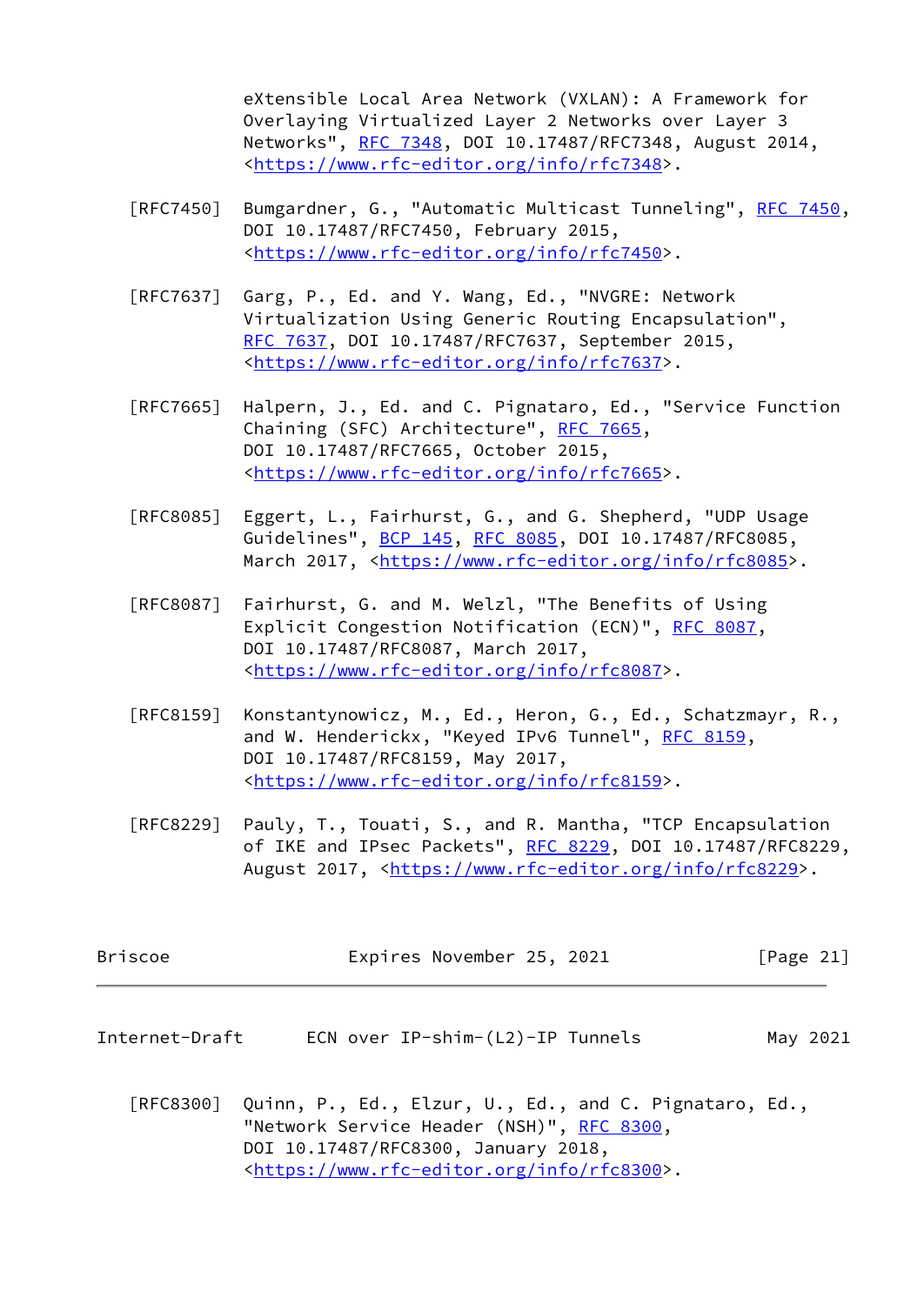eXtensible Local Area Network (VXLAN): A Framework for Overlaying Virtualized Layer 2 Networks over Layer 3 Networks", RFC 7348, DOI 10.17487/RFC7348, August 2014, <https://www.rfc-editor.org/info/rfc7348>.

[RFC7450] Bumgardner, G., "Automatic Multicast Tunneling", RFC 7450, DOI 10.17487/RFC7450, February 2015, <https://www.rfc-editor.org/info/rfc7450>.

[RFC7637] Garg, P., Ed. and Y. Wang, Ed., "NVGRE: Network Virtualization Using Generic Routing Encapsulation", RFC 7637, DOI 10.17487/RFC7637, September 2015, <https://www.rfc-editor.org/info/rfc7637>.

[RFC7665] Halpern, J., Ed. and C. Pignataro, Ed., "Service Function Chaining (SFC) Architecture", RFC 7665, DOI 10.17487/RFC7665, October 2015, <https://www.rfc-editor.org/info/rfc7665>.

[RFC8085] Eggert, L., Fairhurst, G., and G. Shepherd, "UDP Usage Guidelines", BCP 145, RFC 8085, DOI 10.17487/RFC8085, March 2017, <https://www.rfc-editor.org/info/rfc8085>.

[RFC8087] Fairhurst, G. and M. Welzl, "The Benefits of Using Explicit Congestion Notification (ECN)", RFC 8087, DOI 10.17487/RFC8087, March 2017, <https://www.rfc-editor.org/info/rfc8087>.

[RFC8159] Konstantynowicz, M., Ed., Heron, G., Ed., Schatzmayr, R., and W. Henderickx, "Keyed IPv6 Tunnel", RFC 8159, DOI 10.17487/RFC8159, May 2017, <https://www.rfc-editor.org/info/rfc8159>.

[RFC8229] Pauly, T., Touati, S., and R. Mantha, "TCP Encapsulation of IKE and IPsec Packets", RFC 8229, DOI 10.17487/RFC8229, August 2017, <https://www.rfc-editor.org/info/rfc8229>.

[RFC8300] Quinn, P., Ed., Elzur, U., Ed., and C. Pignataro, Ed., "Network Service Header (NSH)", RFC 8300, DOI 10.17487/RFC8300, January 2018, <https://www.rfc-editor.org/info/rfc8300>.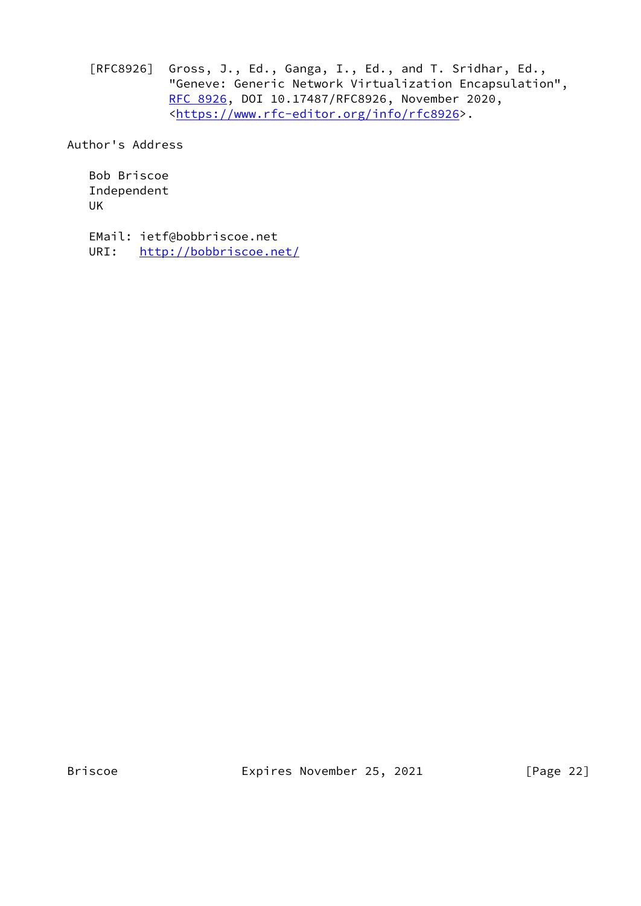[RFC8926] Gross, J., Ed., Ganga, I., Ed., and T. Sridhar, Ed., "Geneve: Generic Network Virtualization Encapsulation", RFC 8926, DOI 10.17487/RFC8926, November 2020, <https://www.rfc-editor.org/info/rfc8926>.

## Author's Address

Bob Briscoe
Independent
UK

EMail: ietf@bobbriscoe.net
URI: http://bobbriscoe.net/